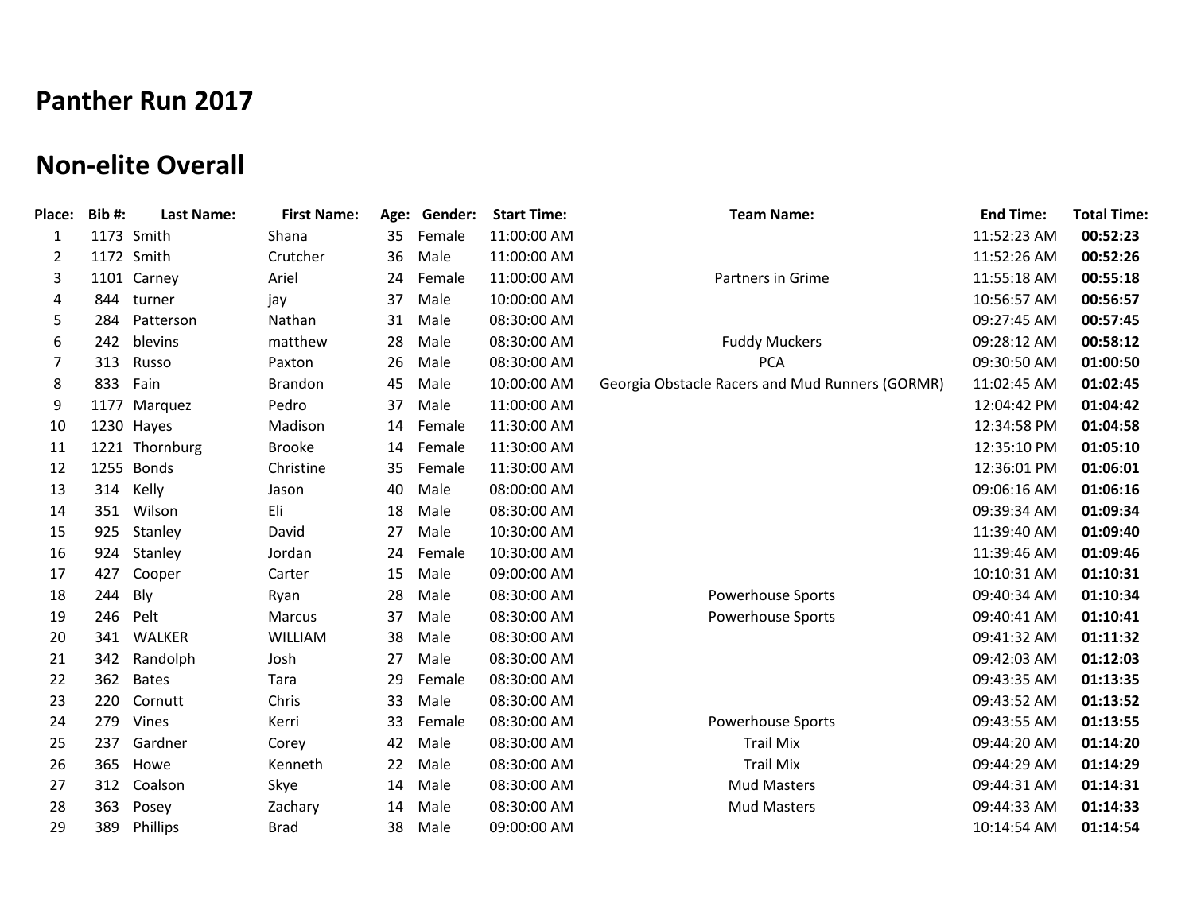# Panther Run 2017

## Non-elite Overall

| Place: | Bib #: | Last Name: | First Name: | Age: | Gender: | Start Time: | Team Name: | End Time: | Total Time: |
|---|---|---|---|---|---|---|---|---|---|
| 1 | 1173 | Smith | Shana | 35 | Female | 11:00:00 AM | | 11:52:23 AM | **00:52:23** |
| 2 | 1172 | Smith | Crutcher | 36 | Male | 11:00:00 AM | | 11:52:26 AM | **00:52:26** |
| 3 | 1101 | Carney | Ariel | 24 | Female | 11:00:00 AM | Partners in Grime | 11:55:18 AM | **00:55:18** |
| 4 | 844 | turner | jay | 37 | Male | 10:00:00 AM | | 10:56:57 AM | **00:56:57** |
| 5 | 284 | Patterson | Nathan | 31 | Male | 08:30:00 AM | | 09:27:45 AM | **00:57:45** |
| 6 | 242 | blevins | matthew | 28 | Male | 08:30:00 AM | Fuddy Muckers | 09:28:12 AM | **00:58:12** |
| 7 | 313 | Russo | Paxton | 26 | Male | 08:30:00 AM | PCA | 09:30:50 AM | **01:00:50** |
| 8 | 833 | Fain | Brandon | 45 | Male | 10:00:00 AM | Georgia Obstacle Racers and Mud Runners (GORMR) | 11:02:45 AM | **01:02:45** |
| 9 | 1177 | Marquez | Pedro | 37 | Male | 11:00:00 AM | | 12:04:42 PM | **01:04:42** |
| 10 | 1230 | Hayes | Madison | 14 | Female | 11:30:00 AM | | 12:34:58 PM | **01:04:58** |
| 11 | 1221 | Thornburg | Brooke | 14 | Female | 11:30:00 AM | | 12:35:10 PM | **01:05:10** |
| 12 | 1255 | Bonds | Christine | 35 | Female | 11:30:00 AM | | 12:36:01 PM | **01:06:01** |
| 13 | 314 | Kelly | Jason | 40 | Male | 08:00:00 AM | | 09:06:16 AM | **01:06:16** |
| 14 | 351 | Wilson | Eli | 18 | Male | 08:30:00 AM | | 09:39:34 AM | **01:09:34** |
| 15 | 925 | Stanley | David | 27 | Male | 10:30:00 AM | | 11:39:40 AM | **01:09:40** |
| 16 | 924 | Stanley | Jordan | 24 | Female | 10:30:00 AM | | 11:39:46 AM | **01:09:46** |
| 17 | 427 | Cooper | Carter | 15 | Male | 09:00:00 AM | | 10:10:31 AM | **01:10:31** |
| 18 | 244 | Bly | Ryan | 28 | Male | 08:30:00 AM | Powerhouse Sports | 09:40:34 AM | **01:10:34** |
| 19 | 246 | Pelt | Marcus | 37 | Male | 08:30:00 AM | Powerhouse Sports | 09:40:41 AM | **01:10:41** |
| 20 | 341 | WALKER | WILLIAM | 38 | Male | 08:30:00 AM | | 09:41:32 AM | **01:11:32** |
| 21 | 342 | Randolph | Josh | 27 | Male | 08:30:00 AM | | 09:42:03 AM | **01:12:03** |
| 22 | 362 | Bates | Tara | 29 | Female | 08:30:00 AM | | 09:43:35 AM | **01:13:35** |
| 23 | 220 | Cornutt | Chris | 33 | Male | 08:30:00 AM | | 09:43:52 AM | **01:13:52** |
| 24 | 279 | Vines | Kerri | 33 | Female | 08:30:00 AM | Powerhouse Sports | 09:43:55 AM | **01:13:55** |
| 25 | 237 | Gardner | Corey | 42 | Male | 08:30:00 AM | Trail Mix | 09:44:20 AM | **01:14:20** |
| 26 | 365 | Howe | Kenneth | 22 | Male | 08:30:00 AM | Trail Mix | 09:44:29 AM | **01:14:29** |
| 27 | 312 | Coalson | Skye | 14 | Male | 08:30:00 AM | Mud Masters | 09:44:31 AM | **01:14:31** |
| 28 | 363 | Posey | Zachary | 14 | Male | 08:30:00 AM | Mud Masters | 09:44:33 AM | **01:14:33** |
| 29 | 389 | Phillips | Brad | 38 | Male | 09:00:00 AM | | 10:14:54 AM | **01:14:54** |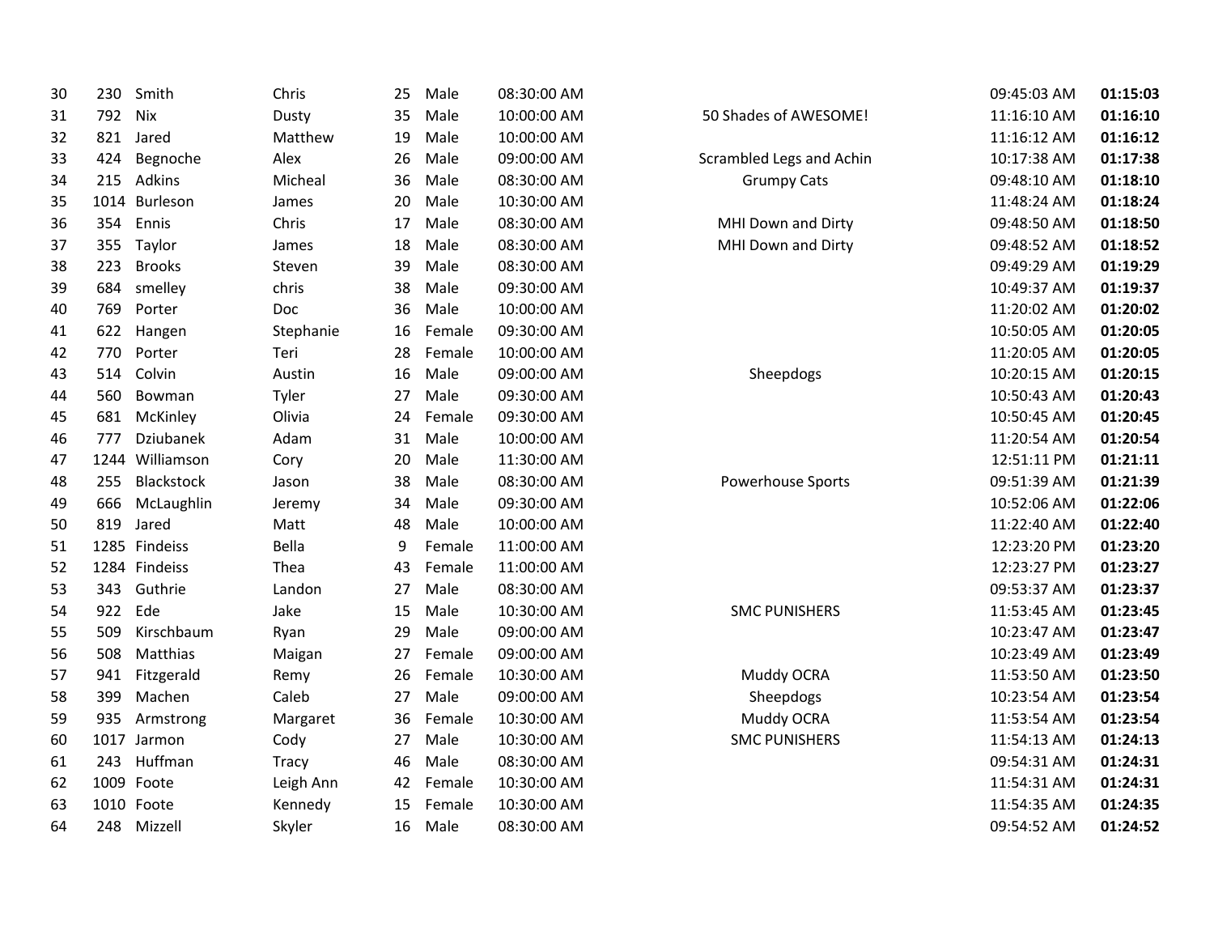| | | | | | | | | | |
|---|---|---|---|---|---|---|---|---|---|
| 30 | 230 | Smith | Chris | 25 | Male | 08:30:00 AM | | 09:45:03 AM | **01:15:03** |
| 31 | 792 | Nix | Dusty | 35 | Male | 10:00:00 AM | 50 Shades of AWESOME! | 11:16:10 AM | **01:16:10** |
| 32 | 821 | Jared | Matthew | 19 | Male | 10:00:00 AM | | 11:16:12 AM | **01:16:12** |
| 33 | 424 | Begnoche | Alex | 26 | Male | 09:00:00 AM | Scrambled Legs and Achin | 10:17:38 AM | **01:17:38** |
| 34 | 215 | Adkins | Micheal | 36 | Male | 08:30:00 AM | Grumpy Cats | 09:48:10 AM | **01:18:10** |
| 35 | 1014 | Burleson | James | 20 | Male | 10:30:00 AM | | 11:48:24 AM | **01:18:24** |
| 36 | 354 | Ennis | Chris | 17 | Male | 08:30:00 AM | MHI Down and Dirty | 09:48:50 AM | **01:18:50** |
| 37 | 355 | Taylor | James | 18 | Male | 08:30:00 AM | MHI Down and Dirty | 09:48:52 AM | **01:18:52** |
| 38 | 223 | Brooks | Steven | 39 | Male | 08:30:00 AM | | 09:49:29 AM | **01:19:29** |
| 39 | 684 | smelley | chris | 38 | Male | 09:30:00 AM | | 10:49:37 AM | **01:19:37** |
| 40 | 769 | Porter | Doc | 36 | Male | 10:00:00 AM | | 11:20:02 AM | **01:20:02** |
| 41 | 622 | Hangen | Stephanie | 16 | Female | 09:30:00 AM | | 10:50:05 AM | **01:20:05** |
| 42 | 770 | Porter | Teri | 28 | Female | 10:00:00 AM | | 11:20:05 AM | **01:20:05** |
| 43 | 514 | Colvin | Austin | 16 | Male | 09:00:00 AM | Sheepdogs | 10:20:15 AM | **01:20:15** |
| 44 | 560 | Bowman | Tyler | 27 | Male | 09:30:00 AM | | 10:50:43 AM | **01:20:43** |
| 45 | 681 | McKinley | Olivia | 24 | Female | 09:30:00 AM | | 10:50:45 AM | **01:20:45** |
| 46 | 777 | Dziubanek | Adam | 31 | Male | 10:00:00 AM | | 11:20:54 AM | **01:20:54** |
| 47 | 1244 | Williamson | Cory | 20 | Male | 11:30:00 AM | | 12:51:11 PM | **01:21:11** |
| 48 | 255 | Blackstock | Jason | 38 | Male | 08:30:00 AM | Powerhouse Sports | 09:51:39 AM | **01:21:39** |
| 49 | 666 | McLaughlin | Jeremy | 34 | Male | 09:30:00 AM | | 10:52:06 AM | **01:22:06** |
| 50 | 819 | Jared | Matt | 48 | Male | 10:00:00 AM | | 11:22:40 AM | **01:22:40** |
| 51 | 1285 | Findeiss | Bella | 9 | Female | 11:00:00 AM | | 12:23:20 PM | **01:23:20** |
| 52 | 1284 | Findeiss | Thea | 43 | Female | 11:00:00 AM | | 12:23:27 PM | **01:23:27** |
| 53 | 343 | Guthrie | Landon | 27 | Male | 08:30:00 AM | | 09:53:37 AM | **01:23:37** |
| 54 | 922 | Ede | Jake | 15 | Male | 10:30:00 AM | SMC PUNISHERS | 11:53:45 AM | **01:23:45** |
| 55 | 509 | Kirschbaum | Ryan | 29 | Male | 09:00:00 AM | | 10:23:47 AM | **01:23:47** |
| 56 | 508 | Matthias | Maigan | 27 | Female | 09:00:00 AM | | 10:23:49 AM | **01:23:49** |
| 57 | 941 | Fitzgerald | Remy | 26 | Female | 10:30:00 AM | Muddy OCRA | 11:53:50 AM | **01:23:50** |
| 58 | 399 | Machen | Caleb | 27 | Male | 09:00:00 AM | Sheepdogs | 10:23:54 AM | **01:23:54** |
| 59 | 935 | Armstrong | Margaret | 36 | Female | 10:30:00 AM | Muddy OCRA | 11:53:54 AM | **01:23:54** |
| 60 | 1017 | Jarmon | Cody | 27 | Male | 10:30:00 AM | SMC PUNISHERS | 11:54:13 AM | **01:24:13** |
| 61 | 243 | Huffman | Tracy | 46 | Male | 08:30:00 AM | | 09:54:31 AM | **01:24:31** |
| 62 | 1009 | Foote | Leigh Ann | 42 | Female | 10:30:00 AM | | 11:54:31 AM | **01:24:31** |
| 63 | 1010 | Foote | Kennedy | 15 | Female | 10:30:00 AM | | 11:54:35 AM | **01:24:35** |
| 64 | 248 | Mizzell | Skyler | 16 | Male | 08:30:00 AM | | 09:54:52 AM | **01:24:52** |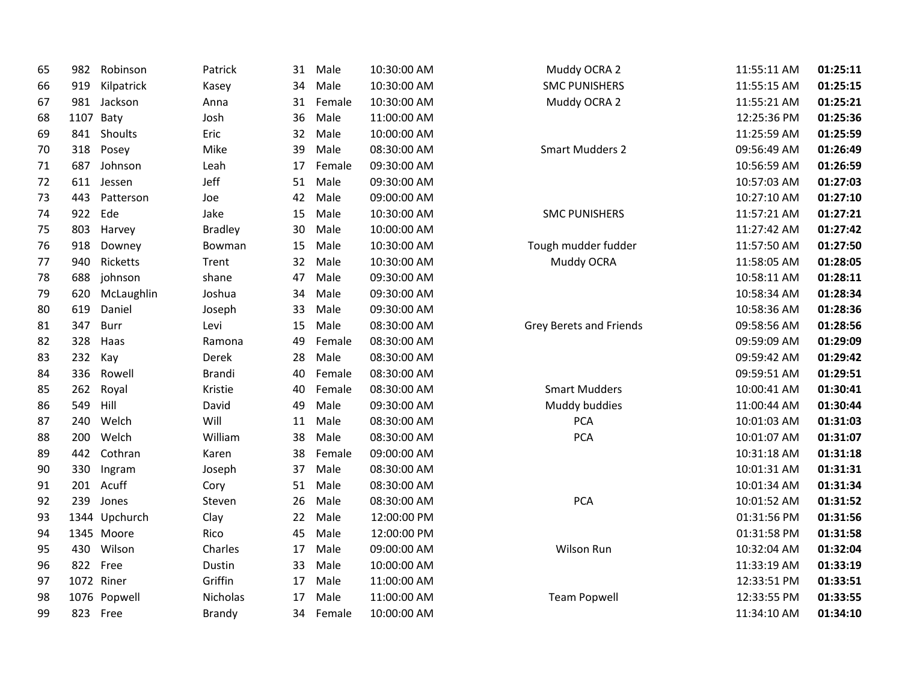| | | | | | | | | | |
|---|---|---|---|---|---|---|---|---|---|
| 65 | 982 | Robinson | Patrick | 31 | Male | 10:30:00 AM | Muddy OCRA 2 | 11:55:11 AM | **01:25:11** |
| 66 | 919 | Kilpatrick | Kasey | 34 | Male | 10:30:00 AM | SMC PUNISHERS | 11:55:15 AM | **01:25:15** |
| 67 | 981 | Jackson | Anna | 31 | Female | 10:30:00 AM | Muddy OCRA 2 | 11:55:21 AM | **01:25:21** |
| 68 | 1107 | Baty | Josh | 36 | Male | 11:00:00 AM | | 12:25:36 PM | **01:25:36** |
| 69 | 841 | Shoults | Eric | 32 | Male | 10:00:00 AM | | 11:25:59 AM | **01:25:59** |
| 70 | 318 | Posey | Mike | 39 | Male | 08:30:00 AM | Smart Mudders 2 | 09:56:49 AM | **01:26:49** |
| 71 | 687 | Johnson | Leah | 17 | Female | 09:30:00 AM | | 10:56:59 AM | **01:26:59** |
| 72 | 611 | Jessen | Jeff | 51 | Male | 09:30:00 AM | | 10:57:03 AM | **01:27:03** |
| 73 | 443 | Patterson | Joe | 42 | Male | 09:00:00 AM | | 10:27:10 AM | **01:27:10** |
| 74 | 922 | Ede | Jake | 15 | Male | 10:30:00 AM | SMC PUNISHERS | 11:57:21 AM | **01:27:21** |
| 75 | 803 | Harvey | Bradley | 30 | Male | 10:00:00 AM | | 11:27:42 AM | **01:27:42** |
| 76 | 918 | Downey | Bowman | 15 | Male | 10:30:00 AM | Tough mudder fudder | 11:57:50 AM | **01:27:50** |
| 77 | 940 | Ricketts | Trent | 32 | Male | 10:30:00 AM | Muddy OCRA | 11:58:05 AM | **01:28:05** |
| 78 | 688 | johnson | shane | 47 | Male | 09:30:00 AM | | 10:58:11 AM | **01:28:11** |
| 79 | 620 | McLaughlin | Joshua | 34 | Male | 09:30:00 AM | | 10:58:34 AM | **01:28:34** |
| 80 | 619 | Daniel | Joseph | 33 | Male | 09:30:00 AM | | 10:58:36 AM | **01:28:36** |
| 81 | 347 | Burr | Levi | 15 | Male | 08:30:00 AM | Grey Berets and Friends | 09:58:56 AM | **01:28:56** |
| 82 | 328 | Haas | Ramona | 49 | Female | 08:30:00 AM | | 09:59:09 AM | **01:29:09** |
| 83 | 232 | Kay | Derek | 28 | Male | 08:30:00 AM | | 09:59:42 AM | **01:29:42** |
| 84 | 336 | Rowell | Brandi | 40 | Female | 08:30:00 AM | | 09:59:51 AM | **01:29:51** |
| 85 | 262 | Royal | Kristie | 40 | Female | 08:30:00 AM | Smart Mudders | 10:00:41 AM | **01:30:41** |
| 86 | 549 | Hill | David | 49 | Male | 09:30:00 AM | Muddy buddies | 11:00:44 AM | **01:30:44** |
| 87 | 240 | Welch | Will | 11 | Male | 08:30:00 AM | PCA | 10:01:03 AM | **01:31:03** |
| 88 | 200 | Welch | William | 38 | Male | 08:30:00 AM | PCA | 10:01:07 AM | **01:31:07** |
| 89 | 442 | Cothran | Karen | 38 | Female | 09:00:00 AM | | 10:31:18 AM | **01:31:18** |
| 90 | 330 | Ingram | Joseph | 37 | Male | 08:30:00 AM | | 10:01:31 AM | **01:31:31** |
| 91 | 201 | Acuff | Cory | 51 | Male | 08:30:00 AM | | 10:01:34 AM | **01:31:34** |
| 92 | 239 | Jones | Steven | 26 | Male | 08:30:00 AM | PCA | 10:01:52 AM | **01:31:52** |
| 93 | 1344 | Upchurch | Clay | 22 | Male | 12:00:00 PM | | 01:31:56 PM | **01:31:56** |
| 94 | 1345 | Moore | Rico | 45 | Male | 12:00:00 PM | | 01:31:58 PM | **01:31:58** |
| 95 | 430 | Wilson | Charles | 17 | Male | 09:00:00 AM | Wilson Run | 10:32:04 AM | **01:32:04** |
| 96 | 822 | Free | Dustin | 33 | Male | 10:00:00 AM | | 11:33:19 AM | **01:33:19** |
| 97 | 1072 | Riner | Griffin | 17 | Male | 11:00:00 AM | | 12:33:51 PM | **01:33:51** |
| 98 | 1076 | Popwell | Nicholas | 17 | Male | 11:00:00 AM | Team Popwell | 12:33:55 PM | **01:33:55** |
| 99 | 823 | Free | Brandy | 34 | Female | 10:00:00 AM | | 11:34:10 AM | **01:34:10** |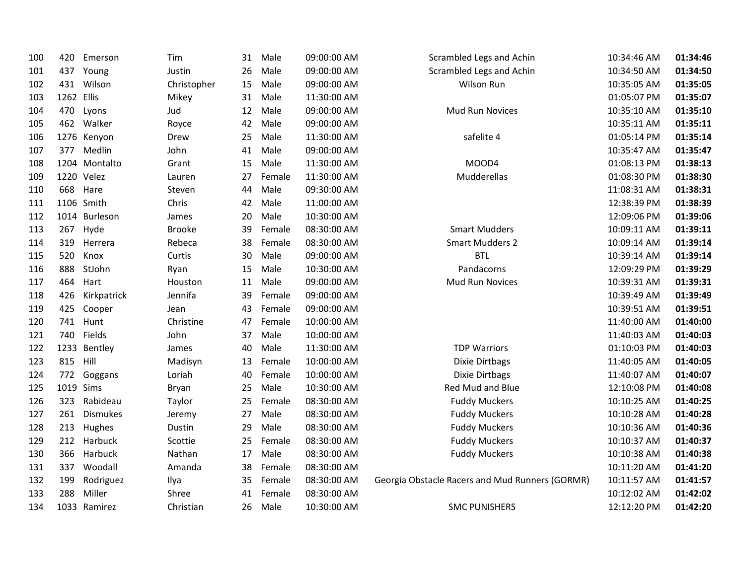| | | | | | | | | | |
|---|---|---|---|---|---|---|---|---|---|
| 100 | 420 | Emerson | Tim | 31 | Male | 09:00:00 AM | Scrambled Legs and Achin | 10:34:46 AM | **01:34:46** |
| 101 | 437 | Young | Justin | 26 | Male | 09:00:00 AM | Scrambled Legs and Achin | 10:34:50 AM | **01:34:50** |
| 102 | 431 | Wilson | Christopher | 15 | Male | 09:00:00 AM | Wilson Run | 10:35:05 AM | **01:35:05** |
| 103 | 1262 | Ellis | Mikey | 31 | Male | 11:30:00 AM | | 01:05:07 PM | **01:35:07** |
| 104 | 470 | Lyons | Jud | 12 | Male | 09:00:00 AM | Mud Run Novices | 10:35:10 AM | **01:35:10** |
| 105 | 462 | Walker | Royce | 42 | Male | 09:00:00 AM | | 10:35:11 AM | **01:35:11** |
| 106 | 1276 | Kenyon | Drew | 25 | Male | 11:30:00 AM | safelite 4 | 01:05:14 PM | **01:35:14** |
| 107 | 377 | Medlin | John | 41 | Male | 09:00:00 AM | | 10:35:47 AM | **01:35:47** |
| 108 | 1204 | Montalto | Grant | 15 | Male | 11:30:00 AM | MOOD4 | 01:08:13 PM | **01:38:13** |
| 109 | 1220 | Velez | Lauren | 27 | Female | 11:30:00 AM | Mudderellas | 01:08:30 PM | **01:38:30** |
| 110 | 668 | Hare | Steven | 44 | Male | 09:30:00 AM | | 11:08:31 AM | **01:38:31** |
| 111 | 1106 | Smith | Chris | 42 | Male | 11:00:00 AM | | 12:38:39 PM | **01:38:39** |
| 112 | 1014 | Burleson | James | 20 | Male | 10:30:00 AM | | 12:09:06 PM | **01:39:06** |
| 113 | 267 | Hyde | Brooke | 39 | Female | 08:30:00 AM | Smart Mudders | 10:09:11 AM | **01:39:11** |
| 114 | 319 | Herrera | Rebeca | 38 | Female | 08:30:00 AM | Smart Mudders 2 | 10:09:14 AM | **01:39:14** |
| 115 | 520 | Knox | Curtis | 30 | Male | 09:00:00 AM | BTL | 10:39:14 AM | **01:39:14** |
| 116 | 888 | StJohn | Ryan | 15 | Male | 10:30:00 AM | Pandacorns | 12:09:29 PM | **01:39:29** |
| 117 | 464 | Hart | Houston | 11 | Male | 09:00:00 AM | Mud Run Novices | 10:39:31 AM | **01:39:31** |
| 118 | 426 | Kirkpatrick | Jennifa | 39 | Female | 09:00:00 AM | | 10:39:49 AM | **01:39:49** |
| 119 | 425 | Cooper | Jean | 43 | Female | 09:00:00 AM | | 10:39:51 AM | **01:39:51** |
| 120 | 741 | Hunt | Christine | 47 | Female | 10:00:00 AM | | 11:40:00 AM | **01:40:00** |
| 121 | 740 | Fields | John | 37 | Male | 10:00:00 AM | | 11:40:03 AM | **01:40:03** |
| 122 | 1233 | Bentley | James | 40 | Male | 11:30:00 AM | TDP Warriors | 01:10:03 PM | **01:40:03** |
| 123 | 815 | Hill | Madisyn | 13 | Female | 10:00:00 AM | Dixie Dirtbags | 11:40:05 AM | **01:40:05** |
| 124 | 772 | Goggans | Loriah | 40 | Female | 10:00:00 AM | Dixie Dirtbags | 11:40:07 AM | **01:40:07** |
| 125 | 1019 | Sims | Bryan | 25 | Male | 10:30:00 AM | Red Mud and Blue | 12:10:08 PM | **01:40:08** |
| 126 | 323 | Rabideau | Taylor | 25 | Female | 08:30:00 AM | Fuddy Muckers | 10:10:25 AM | **01:40:25** |
| 127 | 261 | Dismukes | Jeremy | 27 | Male | 08:30:00 AM | Fuddy Muckers | 10:10:28 AM | **01:40:28** |
| 128 | 213 | Hughes | Dustin | 29 | Male | 08:30:00 AM | Fuddy Muckers | 10:10:36 AM | **01:40:36** |
| 129 | 212 | Harbuck | Scottie | 25 | Female | 08:30:00 AM | Fuddy Muckers | 10:10:37 AM | **01:40:37** |
| 130 | 366 | Harbuck | Nathan | 17 | Male | 08:30:00 AM | Fuddy Muckers | 10:10:38 AM | **01:40:38** |
| 131 | 337 | Woodall | Amanda | 38 | Female | 08:30:00 AM | | 10:11:20 AM | **01:41:20** |
| 132 | 199 | Rodriguez | Ilya | 35 | Female | 08:30:00 AM | Georgia Obstacle Racers and Mud Runners (GORMR) | 10:11:57 AM | **01:41:57** |
| 133 | 288 | Miller | Shree | 41 | Female | 08:30:00 AM | | 10:12:02 AM | **01:42:02** |
| 134 | 1033 | Ramirez | Christian | 26 | Male | 10:30:00 AM | SMC PUNISHERS | 12:12:20 PM | **01:42:20** |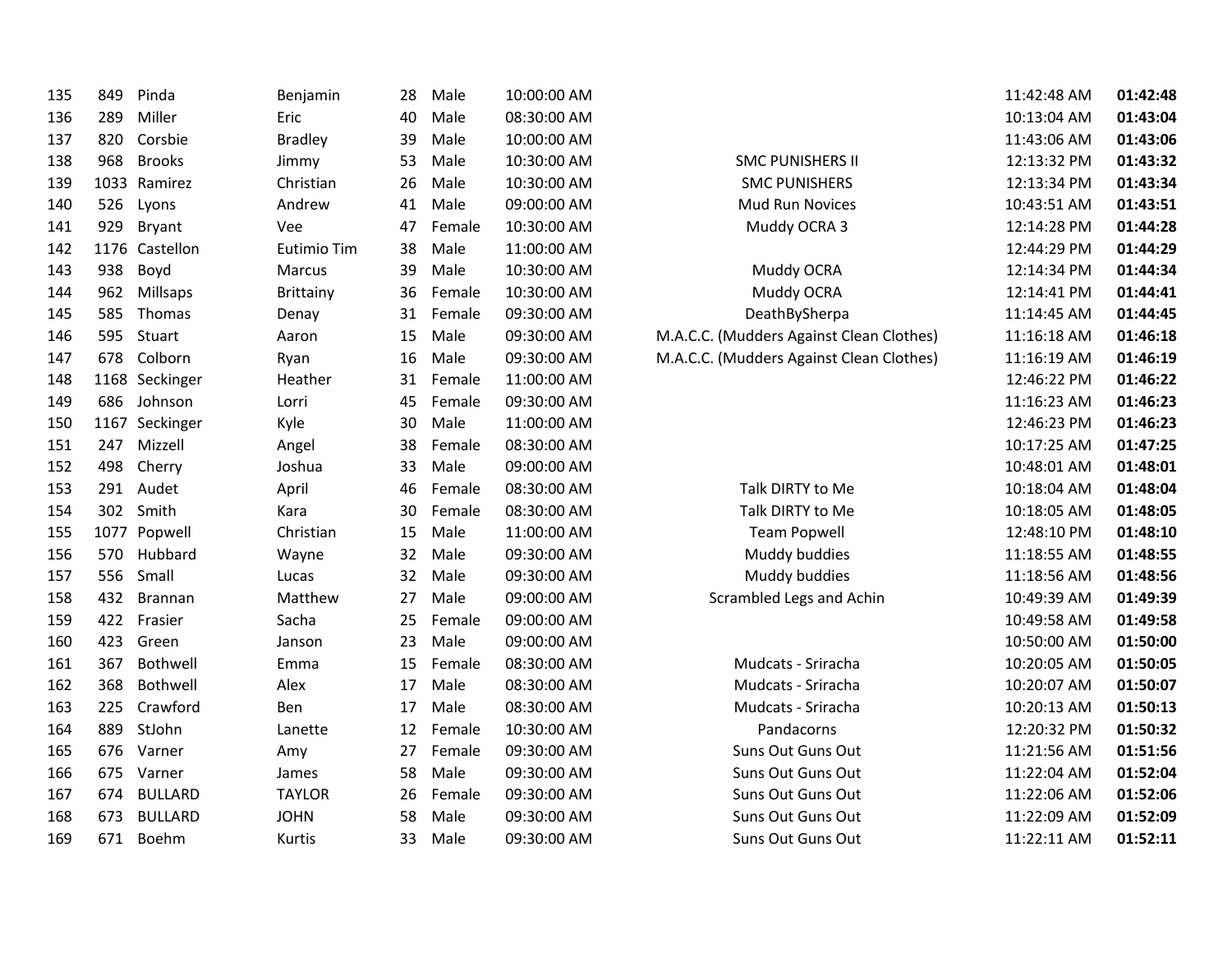| | | | | | | | | | |
|---|---|---|---|---|---|---|---|---|---|
| 135 | 849 | Pinda | Benjamin | 28 | Male | 10:00:00 AM | | 11:42:48 AM | **01:42:48** |
| 136 | 289 | Miller | Eric | 40 | Male | 08:30:00 AM | | 10:13:04 AM | **01:43:04** |
| 137 | 820 | Corsbie | Bradley | 39 | Male | 10:00:00 AM | | 11:43:06 AM | **01:43:06** |
| 138 | 968 | Brooks | Jimmy | 53 | Male | 10:30:00 AM | SMC PUNISHERS II | 12:13:32 PM | **01:43:32** |
| 139 | 1033 | Ramirez | Christian | 26 | Male | 10:30:00 AM | SMC PUNISHERS | 12:13:34 PM | **01:43:34** |
| 140 | 526 | Lyons | Andrew | 41 | Male | 09:00:00 AM | Mud Run Novices | 10:43:51 AM | **01:43:51** |
| 141 | 929 | Bryant | Vee | 47 | Female | 10:30:00 AM | Muddy OCRA 3 | 12:14:28 PM | **01:44:28** |
| 142 | 1176 | Castellon | Eutimio Tim | 38 | Male | 11:00:00 AM | | 12:44:29 PM | **01:44:29** |
| 143 | 938 | Boyd | Marcus | 39 | Male | 10:30:00 AM | Muddy OCRA | 12:14:34 PM | **01:44:34** |
| 144 | 962 | Millsaps | Brittainy | 36 | Female | 10:30:00 AM | Muddy OCRA | 12:14:41 PM | **01:44:41** |
| 145 | 585 | Thomas | Denay | 31 | Female | 09:30:00 AM | DeathBySherpa | 11:14:45 AM | **01:44:45** |
| 146 | 595 | Stuart | Aaron | 15 | Male | 09:30:00 AM | M.A.C.C. (Mudders Against Clean Clothes) | 11:16:18 AM | **01:46:18** |
| 147 | 678 | Colborn | Ryan | 16 | Male | 09:30:00 AM | M.A.C.C. (Mudders Against Clean Clothes) | 11:16:19 AM | **01:46:19** |
| 148 | 1168 | Seckinger | Heather | 31 | Female | 11:00:00 AM | | 12:46:22 PM | **01:46:22** |
| 149 | 686 | Johnson | Lorri | 45 | Female | 09:30:00 AM | | 11:16:23 AM | **01:46:23** |
| 150 | 1167 | Seckinger | Kyle | 30 | Male | 11:00:00 AM | | 12:46:23 PM | **01:46:23** |
| 151 | 247 | Mizzell | Angel | 38 | Female | 08:30:00 AM | | 10:17:25 AM | **01:47:25** |
| 152 | 498 | Cherry | Joshua | 33 | Male | 09:00:00 AM | | 10:48:01 AM | **01:48:01** |
| 153 | 291 | Audet | April | 46 | Female | 08:30:00 AM | Talk DIRTY to Me | 10:18:04 AM | **01:48:04** |
| 154 | 302 | Smith | Kara | 30 | Female | 08:30:00 AM | Talk DIRTY to Me | 10:18:05 AM | **01:48:05** |
| 155 | 1077 | Popwell | Christian | 15 | Male | 11:00:00 AM | Team Popwell | 12:48:10 PM | **01:48:10** |
| 156 | 570 | Hubbard | Wayne | 32 | Male | 09:30:00 AM | Muddy buddies | 11:18:55 AM | **01:48:55** |
| 157 | 556 | Small | Lucas | 32 | Male | 09:30:00 AM | Muddy buddies | 11:18:56 AM | **01:48:56** |
| 158 | 432 | Brannan | Matthew | 27 | Male | 09:00:00 AM | Scrambled Legs and Achin | 10:49:39 AM | **01:49:39** |
| 159 | 422 | Frasier | Sacha | 25 | Female | 09:00:00 AM | | 10:49:58 AM | **01:49:58** |
| 160 | 423 | Green | Janson | 23 | Male | 09:00:00 AM | | 10:50:00 AM | **01:50:00** |
| 161 | 367 | Bothwell | Emma | 15 | Female | 08:30:00 AM | Mudcats - Sriracha | 10:20:05 AM | **01:50:05** |
| 162 | 368 | Bothwell | Alex | 17 | Male | 08:30:00 AM | Mudcats - Sriracha | 10:20:07 AM | **01:50:07** |
| 163 | 225 | Crawford | Ben | 17 | Male | 08:30:00 AM | Mudcats - Sriracha | 10:20:13 AM | **01:50:13** |
| 164 | 889 | StJohn | Lanette | 12 | Female | 10:30:00 AM | Pandacorns | 12:20:32 PM | **01:50:32** |
| 165 | 676 | Varner | Amy | 27 | Female | 09:30:00 AM | Suns Out Guns Out | 11:21:56 AM | **01:51:56** |
| 166 | 675 | Varner | James | 58 | Male | 09:30:00 AM | Suns Out Guns Out | 11:22:04 AM | **01:52:04** |
| 167 | 674 | BULLARD | TAYLOR | 26 | Female | 09:30:00 AM | Suns Out Guns Out | 11:22:06 AM | **01:52:06** |
| 168 | 673 | BULLARD | JOHN | 58 | Male | 09:30:00 AM | Suns Out Guns Out | 11:22:09 AM | **01:52:09** |
| 169 | 671 | Boehm | Kurtis | 33 | Male | 09:30:00 AM | Suns Out Guns Out | 11:22:11 AM | **01:52:11** |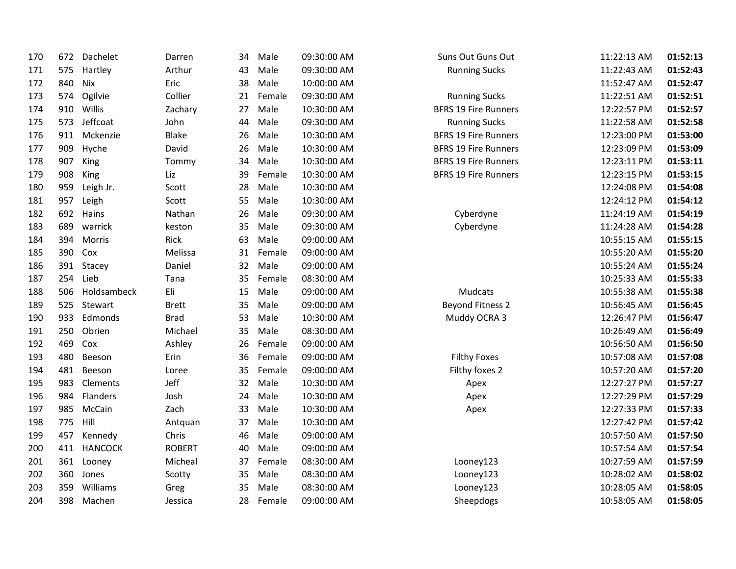| | | | | | | | | | |
|---|---|---|---|---|---|---|---|---|---|
| 170 | 672 | Dachelet | Darren | 34 | Male | 09:30:00 AM | Suns Out Guns Out | 11:22:13 AM | **01:52:13** |
| 171 | 575 | Hartley | Arthur | 43 | Male | 09:30:00 AM | Running Sucks | 11:22:43 AM | **01:52:43** |
| 172 | 840 | Nix | Eric | 38 | Male | 10:00:00 AM | | 11:52:47 AM | **01:52:47** |
| 173 | 574 | Ogilvie | Collier | 21 | Female | 09:30:00 AM | Running Sucks | 11:22:51 AM | **01:52:51** |
| 174 | 910 | Willis | Zachary | 27 | Male | 10:30:00 AM | BFRS 19 Fire Runners | 12:22:57 PM | **01:52:57** |
| 175 | 573 | Jeffcoat | John | 44 | Male | 09:30:00 AM | Running Sucks | 11:22:58 AM | **01:52:58** |
| 176 | 911 | Mckenzie | Blake | 26 | Male | 10:30:00 AM | BFRS 19 Fire Runners | 12:23:00 PM | **01:53:00** |
| 177 | 909 | Hyche | David | 26 | Male | 10:30:00 AM | BFRS 19 Fire Runners | 12:23:09 PM | **01:53:09** |
| 178 | 907 | King | Tommy | 34 | Male | 10:30:00 AM | BFRS 19 Fire Runners | 12:23:11 PM | **01:53:11** |
| 179 | 908 | King | Liz | 39 | Female | 10:30:00 AM | BFRS 19 Fire Runners | 12:23:15 PM | **01:53:15** |
| 180 | 959 | Leigh Jr. | Scott | 28 | Male | 10:30:00 AM | | 12:24:08 PM | **01:54:08** |
| 181 | 957 | Leigh | Scott | 55 | Male | 10:30:00 AM | | 12:24:12 PM | **01:54:12** |
| 182 | 692 | Hains | Nathan | 26 | Male | 09:30:00 AM | Cyberdyne | 11:24:19 AM | **01:54:19** |
| 183 | 689 | warrick | keston | 35 | Male | 09:30:00 AM | Cyberdyne | 11:24:28 AM | **01:54:28** |
| 184 | 394 | Morris | Rick | 63 | Male | 09:00:00 AM | | 10:55:15 AM | **01:55:15** |
| 185 | 390 | Cox | Melissa | 31 | Female | 09:00:00 AM | | 10:55:20 AM | **01:55:20** |
| 186 | 391 | Stacey | Daniel | 32 | Male | 09:00:00 AM | | 10:55:24 AM | **01:55:24** |
| 187 | 254 | Lieb | Tana | 35 | Female | 08:30:00 AM | | 10:25:33 AM | **01:55:33** |
| 188 | 506 | Holdsambeck | Eli | 15 | Male | 09:00:00 AM | Mudcats | 10:55:38 AM | **01:55:38** |
| 189 | 525 | Stewart | Brett | 35 | Male | 09:00:00 AM | Beyond Fitness 2 | 10:56:45 AM | **01:56:45** |
| 190 | 933 | Edmonds | Brad | 53 | Male | 10:30:00 AM | Muddy OCRA 3 | 12:26:47 PM | **01:56:47** |
| 191 | 250 | Obrien | Michael | 35 | Male | 08:30:00 AM | | 10:26:49 AM | **01:56:49** |
| 192 | 469 | Cox | Ashley | 26 | Female | 09:00:00 AM | | 10:56:50 AM | **01:56:50** |
| 193 | 480 | Beeson | Erin | 36 | Female | 09:00:00 AM | Filthy Foxes | 10:57:08 AM | **01:57:08** |
| 194 | 481 | Beeson | Loree | 35 | Female | 09:00:00 AM | Filthy foxes 2 | 10:57:20 AM | **01:57:20** |
| 195 | 983 | Clements | Jeff | 32 | Male | 10:30:00 AM | Apex | 12:27:27 PM | **01:57:27** |
| 196 | 984 | Flanders | Josh | 24 | Male | 10:30:00 AM | Apex | 12:27:29 PM | **01:57:29** |
| 197 | 985 | McCain | Zach | 33 | Male | 10:30:00 AM | Apex | 12:27:33 PM | **01:57:33** |
| 198 | 775 | Hill | Antquan | 37 | Male | 10:30:00 AM | | 12:27:42 PM | **01:57:42** |
| 199 | 457 | Kennedy | Chris | 46 | Male | 09:00:00 AM | | 10:57:50 AM | **01:57:50** |
| 200 | 411 | HANCOCK | ROBERT | 40 | Male | 09:00:00 AM | | 10:57:54 AM | **01:57:54** |
| 201 | 361 | Looney | Micheal | 37 | Female | 08:30:00 AM | Looney123 | 10:27:59 AM | **01:57:59** |
| 202 | 360 | Jones | Scotty | 35 | Male | 08:30:00 AM | Looney123 | 10:28:02 AM | **01:58:02** |
| 203 | 359 | Williams | Greg | 35 | Male | 08:30:00 AM | Looney123 | 10:28:05 AM | **01:58:05** |
| 204 | 398 | Machen | Jessica | 28 | Female | 09:00:00 AM | Sheepdogs | 10:58:05 AM | **01:58:05** |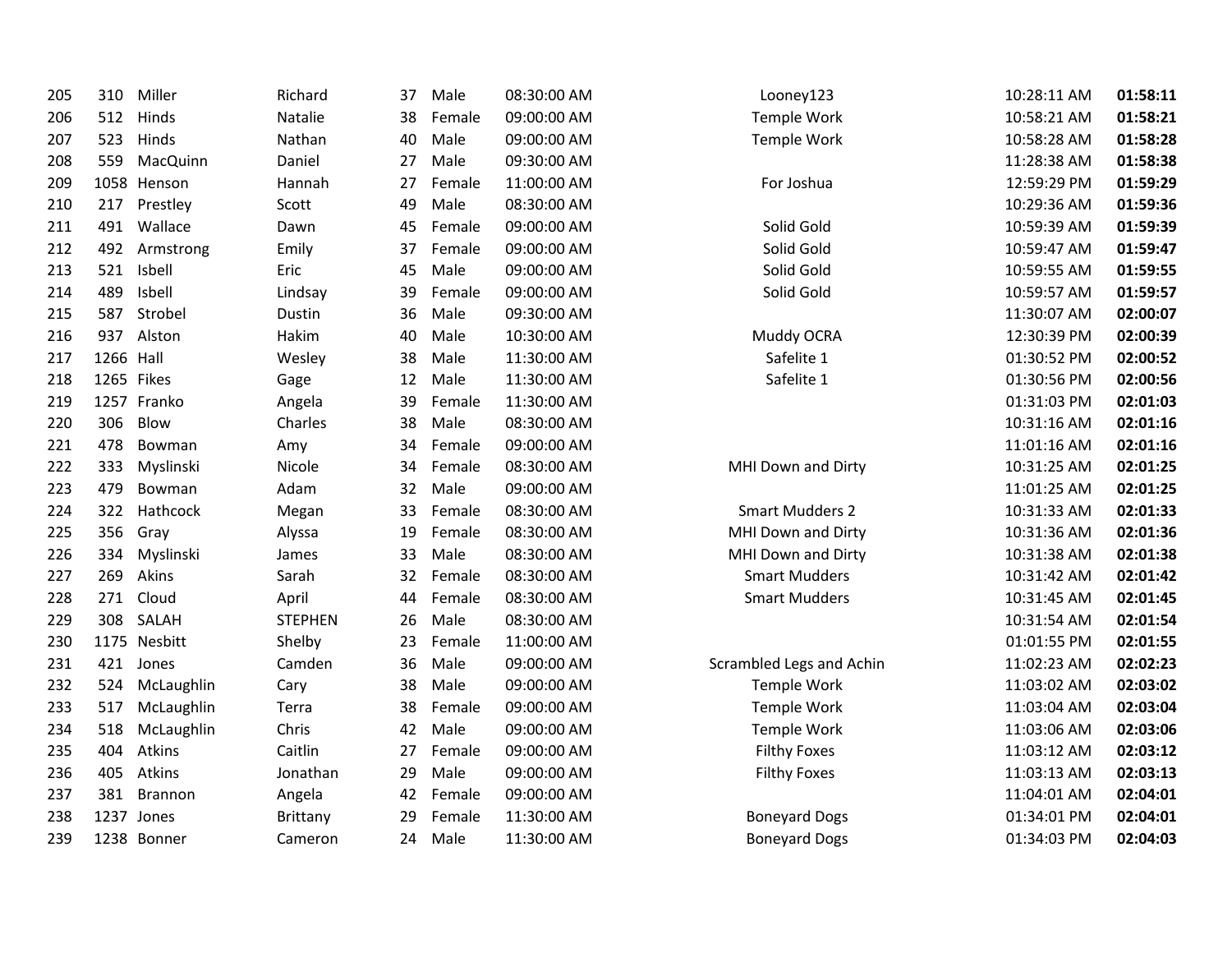| | | | | | | | | | |
|---|---|---|---|---|---|---|---|---|---|
| 205 | 310 | Miller | Richard | 37 | Male | 08:30:00 AM | Looney123 | 10:28:11 AM | **01:58:11** |
| 206 | 512 | Hinds | Natalie | 38 | Female | 09:00:00 AM | Temple Work | 10:58:21 AM | **01:58:21** |
| 207 | 523 | Hinds | Nathan | 40 | Male | 09:00:00 AM | Temple Work | 10:58:28 AM | **01:58:28** |
| 208 | 559 | MacQuinn | Daniel | 27 | Male | 09:30:00 AM | | 11:28:38 AM | **01:58:38** |
| 209 | 1058 | Henson | Hannah | 27 | Female | 11:00:00 AM | For Joshua | 12:59:29 PM | **01:59:29** |
| 210 | 217 | Prestley | Scott | 49 | Male | 08:30:00 AM | | 10:29:36 AM | **01:59:36** |
| 211 | 491 | Wallace | Dawn | 45 | Female | 09:00:00 AM | Solid Gold | 10:59:39 AM | **01:59:39** |
| 212 | 492 | Armstrong | Emily | 37 | Female | 09:00:00 AM | Solid Gold | 10:59:47 AM | **01:59:47** |
| 213 | 521 | Isbell | Eric | 45 | Male | 09:00:00 AM | Solid Gold | 10:59:55 AM | **01:59:55** |
| 214 | 489 | Isbell | Lindsay | 39 | Female | 09:00:00 AM | Solid Gold | 10:59:57 AM | **01:59:57** |
| 215 | 587 | Strobel | Dustin | 36 | Male | 09:30:00 AM | | 11:30:07 AM | **02:00:07** |
| 216 | 937 | Alston | Hakim | 40 | Male | 10:30:00 AM | Muddy OCRA | 12:30:39 PM | **02:00:39** |
| 217 | 1266 | Hall | Wesley | 38 | Male | 11:30:00 AM | Safelite 1 | 01:30:52 PM | **02:00:52** |
| 218 | 1265 | Fikes | Gage | 12 | Male | 11:30:00 AM | Safelite 1 | 01:30:56 PM | **02:00:56** |
| 219 | 1257 | Franko | Angela | 39 | Female | 11:30:00 AM | | 01:31:03 PM | **02:01:03** |
| 220 | 306 | Blow | Charles | 38 | Male | 08:30:00 AM | | 10:31:16 AM | **02:01:16** |
| 221 | 478 | Bowman | Amy | 34 | Female | 09:00:00 AM | | 11:01:16 AM | **02:01:16** |
| 222 | 333 | Myslinski | Nicole | 34 | Female | 08:30:00 AM | MHI Down and Dirty | 10:31:25 AM | **02:01:25** |
| 223 | 479 | Bowman | Adam | 32 | Male | 09:00:00 AM | | 11:01:25 AM | **02:01:25** |
| 224 | 322 | Hathcock | Megan | 33 | Female | 08:30:00 AM | Smart Mudders 2 | 10:31:33 AM | **02:01:33** |
| 225 | 356 | Gray | Alyssa | 19 | Female | 08:30:00 AM | MHI Down and Dirty | 10:31:36 AM | **02:01:36** |
| 226 | 334 | Myslinski | James | 33 | Male | 08:30:00 AM | MHI Down and Dirty | 10:31:38 AM | **02:01:38** |
| 227 | 269 | Akins | Sarah | 32 | Female | 08:30:00 AM | Smart Mudders | 10:31:42 AM | **02:01:42** |
| 228 | 271 | Cloud | April | 44 | Female | 08:30:00 AM | Smart Mudders | 10:31:45 AM | **02:01:45** |
| 229 | 308 | SALAH | STEPHEN | 26 | Male | 08:30:00 AM | | 10:31:54 AM | **02:01:54** |
| 230 | 1175 | Nesbitt | Shelby | 23 | Female | 11:00:00 AM | | 01:01:55 PM | **02:01:55** |
| 231 | 421 | Jones | Camden | 36 | Male | 09:00:00 AM | Scrambled Legs and Achin | 11:02:23 AM | **02:02:23** |
| 232 | 524 | McLaughlin | Cary | 38 | Male | 09:00:00 AM | Temple Work | 11:03:02 AM | **02:03:02** |
| 233 | 517 | McLaughlin | Terra | 38 | Female | 09:00:00 AM | Temple Work | 11:03:04 AM | **02:03:04** |
| 234 | 518 | McLaughlin | Chris | 42 | Male | 09:00:00 AM | Temple Work | 11:03:06 AM | **02:03:06** |
| 235 | 404 | Atkins | Caitlin | 27 | Female | 09:00:00 AM | Filthy Foxes | 11:03:12 AM | **02:03:12** |
| 236 | 405 | Atkins | Jonathan | 29 | Male | 09:00:00 AM | Filthy Foxes | 11:03:13 AM | **02:03:13** |
| 237 | 381 | Brannon | Angela | 42 | Female | 09:00:00 AM | | 11:04:01 AM | **02:04:01** |
| 238 | 1237 | Jones | Brittany | 29 | Female | 11:30:00 AM | Boneyard Dogs | 01:34:01 PM | **02:04:01** |
| 239 | 1238 | Bonner | Cameron | 24 | Male | 11:30:00 AM | Boneyard Dogs | 01:34:03 PM | **02:04:03** |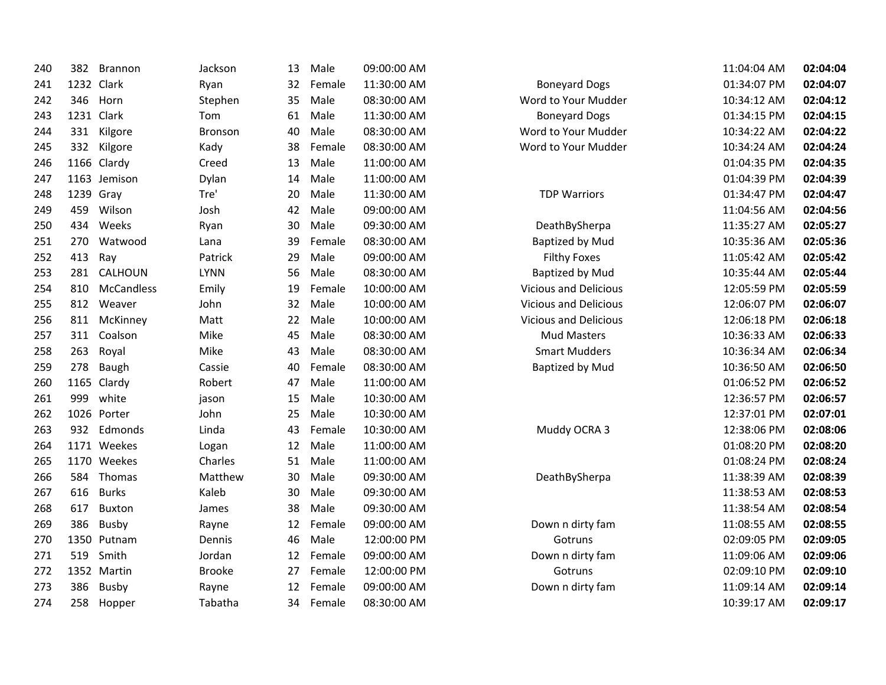| | | | | | | | | | |
|---|---|---|---|---|---|---|---|---|---|
| 240 | 382 | Brannon | Jackson | 13 | Male | 09:00:00 AM | | 11:04:04 AM | **02:04:04** |
| 241 | 1232 | Clark | Ryan | 32 | Female | 11:30:00 AM | Boneyard Dogs | 01:34:07 PM | **02:04:07** |
| 242 | 346 | Horn | Stephen | 35 | Male | 08:30:00 AM | Word to Your Mudder | 10:34:12 AM | **02:04:12** |
| 243 | 1231 | Clark | Tom | 61 | Male | 11:30:00 AM | Boneyard Dogs | 01:34:15 PM | **02:04:15** |
| 244 | 331 | Kilgore | Bronson | 40 | Male | 08:30:00 AM | Word to Your Mudder | 10:34:22 AM | **02:04:22** |
| 245 | 332 | Kilgore | Kady | 38 | Female | 08:30:00 AM | Word to Your Mudder | 10:34:24 AM | **02:04:24** |
| 246 | 1166 | Clardy | Creed | 13 | Male | 11:00:00 AM | | 01:04:35 PM | **02:04:35** |
| 247 | 1163 | Jemison | Dylan | 14 | Male | 11:00:00 AM | | 01:04:39 PM | **02:04:39** |
| 248 | 1239 | Gray | Tre' | 20 | Male | 11:30:00 AM | TDP Warriors | 01:34:47 PM | **02:04:47** |
| 249 | 459 | Wilson | Josh | 42 | Male | 09:00:00 AM | | 11:04:56 AM | **02:04:56** |
| 250 | 434 | Weeks | Ryan | 30 | Male | 09:30:00 AM | DeathBySherpa | 11:35:27 AM | **02:05:27** |
| 251 | 270 | Watwood | Lana | 39 | Female | 08:30:00 AM | Baptized by Mud | 10:35:36 AM | **02:05:36** |
| 252 | 413 | Ray | Patrick | 29 | Male | 09:00:00 AM | Filthy Foxes | 11:05:42 AM | **02:05:42** |
| 253 | 281 | CALHOUN | LYNN | 56 | Male | 08:30:00 AM | Baptized by Mud | 10:35:44 AM | **02:05:44** |
| 254 | 810 | McCandless | Emily | 19 | Female | 10:00:00 AM | Vicious and Delicious | 12:05:59 PM | **02:05:59** |
| 255 | 812 | Weaver | John | 32 | Male | 10:00:00 AM | Vicious and Delicious | 12:06:07 PM | **02:06:07** |
| 256 | 811 | McKinney | Matt | 22 | Male | 10:00:00 AM | Vicious and Delicious | 12:06:18 PM | **02:06:18** |
| 257 | 311 | Coalson | Mike | 45 | Male | 08:30:00 AM | Mud Masters | 10:36:33 AM | **02:06:33** |
| 258 | 263 | Royal | Mike | 43 | Male | 08:30:00 AM | Smart Mudders | 10:36:34 AM | **02:06:34** |
| 259 | 278 | Baugh | Cassie | 40 | Female | 08:30:00 AM | Baptized by Mud | 10:36:50 AM | **02:06:50** |
| 260 | 1165 | Clardy | Robert | 47 | Male | 11:00:00 AM | | 01:06:52 PM | **02:06:52** |
| 261 | 999 | white | jason | 15 | Male | 10:30:00 AM | | 12:36:57 PM | **02:06:57** |
| 262 | 1026 | Porter | John | 25 | Male | 10:30:00 AM | | 12:37:01 PM | **02:07:01** |
| 263 | 932 | Edmonds | Linda | 43 | Female | 10:30:00 AM | Muddy OCRA 3 | 12:38:06 PM | **02:08:06** |
| 264 | 1171 | Weekes | Logan | 12 | Male | 11:00:00 AM | | 01:08:20 PM | **02:08:20** |
| 265 | 1170 | Weekes | Charles | 51 | Male | 11:00:00 AM | | 01:08:24 PM | **02:08:24** |
| 266 | 584 | Thomas | Matthew | 30 | Male | 09:30:00 AM | DeathBySherpa | 11:38:39 AM | **02:08:39** |
| 267 | 616 | Burks | Kaleb | 30 | Male | 09:30:00 AM | | 11:38:53 AM | **02:08:53** |
| 268 | 617 | Buxton | James | 38 | Male | 09:30:00 AM | | 11:38:54 AM | **02:08:54** |
| 269 | 386 | Busby | Rayne | 12 | Female | 09:00:00 AM | Down n dirty fam | 11:08:55 AM | **02:08:55** |
| 270 | 1350 | Putnam | Dennis | 46 | Male | 12:00:00 PM | Gotruns | 02:09:05 PM | **02:09:05** |
| 271 | 519 | Smith | Jordan | 12 | Female | 09:00:00 AM | Down n dirty fam | 11:09:06 AM | **02:09:06** |
| 272 | 1352 | Martin | Brooke | 27 | Female | 12:00:00 PM | Gotruns | 02:09:10 PM | **02:09:10** |
| 273 | 386 | Busby | Rayne | 12 | Female | 09:00:00 AM | Down n dirty fam | 11:09:14 AM | **02:09:14** |
| 274 | 258 | Hopper | Tabatha | 34 | Female | 08:30:00 AM | | 10:39:17 AM | **02:09:17** |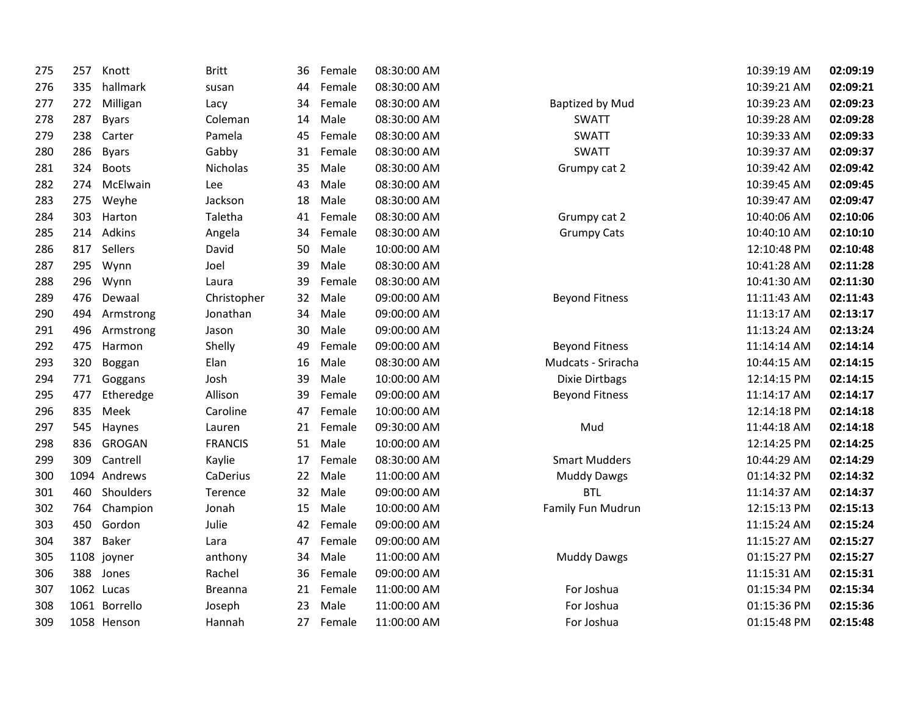| | | | | | | | | | |
|---|---|---|---|---|---|---|---|---|---|
| 275 | 257 | Knott | Britt | 36 | Female | 08:30:00 AM | | 10:39:19 AM | **02:09:19** |
| 276 | 335 | hallmark | susan | 44 | Female | 08:30:00 AM | | 10:39:21 AM | **02:09:21** |
| 277 | 272 | Milligan | Lacy | 34 | Female | 08:30:00 AM | Baptized by Mud | 10:39:23 AM | **02:09:23** |
| 278 | 287 | Byars | Coleman | 14 | Male | 08:30:00 AM | SWATT | 10:39:28 AM | **02:09:28** |
| 279 | 238 | Carter | Pamela | 45 | Female | 08:30:00 AM | SWATT | 10:39:33 AM | **02:09:33** |
| 280 | 286 | Byars | Gabby | 31 | Female | 08:30:00 AM | SWATT | 10:39:37 AM | **02:09:37** |
| 281 | 324 | Boots | Nicholas | 35 | Male | 08:30:00 AM | Grumpy cat 2 | 10:39:42 AM | **02:09:42** |
| 282 | 274 | McElwain | Lee | 43 | Male | 08:30:00 AM | | 10:39:45 AM | **02:09:45** |
| 283 | 275 | Weyhe | Jackson | 18 | Male | 08:30:00 AM | | 10:39:47 AM | **02:09:47** |
| 284 | 303 | Harton | Taletha | 41 | Female | 08:30:00 AM | Grumpy cat 2 | 10:40:06 AM | **02:10:06** |
| 285 | 214 | Adkins | Angela | 34 | Female | 08:30:00 AM | Grumpy Cats | 10:40:10 AM | **02:10:10** |
| 286 | 817 | Sellers | David | 50 | Male | 10:00:00 AM | | 12:10:48 PM | **02:10:48** |
| 287 | 295 | Wynn | Joel | 39 | Male | 08:30:00 AM | | 10:41:28 AM | **02:11:28** |
| 288 | 296 | Wynn | Laura | 39 | Female | 08:30:00 AM | | 10:41:30 AM | **02:11:30** |
| 289 | 476 | Dewaal | Christopher | 32 | Male | 09:00:00 AM | Beyond Fitness | 11:11:43 AM | **02:11:43** |
| 290 | 494 | Armstrong | Jonathan | 34 | Male | 09:00:00 AM | | 11:13:17 AM | **02:13:17** |
| 291 | 496 | Armstrong | Jason | 30 | Male | 09:00:00 AM | | 11:13:24 AM | **02:13:24** |
| 292 | 475 | Harmon | Shelly | 49 | Female | 09:00:00 AM | Beyond Fitness | 11:14:14 AM | **02:14:14** |
| 293 | 320 | Boggan | Elan | 16 | Male | 08:30:00 AM | Mudcats - Sriracha | 10:44:15 AM | **02:14:15** |
| 294 | 771 | Goggans | Josh | 39 | Male | 10:00:00 AM | Dixie Dirtbags | 12:14:15 PM | **02:14:15** |
| 295 | 477 | Etheredge | Allison | 39 | Female | 09:00:00 AM | Beyond Fitness | 11:14:17 AM | **02:14:17** |
| 296 | 835 | Meek | Caroline | 47 | Female | 10:00:00 AM | | 12:14:18 PM | **02:14:18** |
| 297 | 545 | Haynes | Lauren | 21 | Female | 09:30:00 AM | Mud | 11:44:18 AM | **02:14:18** |
| 298 | 836 | GROGAN | FRANCIS | 51 | Male | 10:00:00 AM | | 12:14:25 PM | **02:14:25** |
| 299 | 309 | Cantrell | Kaylie | 17 | Female | 08:30:00 AM | Smart Mudders | 10:44:29 AM | **02:14:29** |
| 300 | 1094 | Andrews | CaDerius | 22 | Male | 11:00:00 AM | Muddy Dawgs | 01:14:32 PM | **02:14:32** |
| 301 | 460 | Shoulders | Terence | 32 | Male | 09:00:00 AM | BTL | 11:14:37 AM | **02:14:37** |
| 302 | 764 | Champion | Jonah | 15 | Male | 10:00:00 AM | Family Fun Mudrun | 12:15:13 PM | **02:15:13** |
| 303 | 450 | Gordon | Julie | 42 | Female | 09:00:00 AM | | 11:15:24 AM | **02:15:24** |
| 304 | 387 | Baker | Lara | 47 | Female | 09:00:00 AM | | 11:15:27 AM | **02:15:27** |
| 305 | 1108 | joyner | anthony | 34 | Male | 11:00:00 AM | Muddy Dawgs | 01:15:27 PM | **02:15:27** |
| 306 | 388 | Jones | Rachel | 36 | Female | 09:00:00 AM | | 11:15:31 AM | **02:15:31** |
| 307 | 1062 | Lucas | Breanna | 21 | Female | 11:00:00 AM | For Joshua | 01:15:34 PM | **02:15:34** |
| 308 | 1061 | Borrello | Joseph | 23 | Male | 11:00:00 AM | For Joshua | 01:15:36 PM | **02:15:36** |
| 309 | 1058 | Henson | Hannah | 27 | Female | 11:00:00 AM | For Joshua | 01:15:48 PM | **02:15:48** |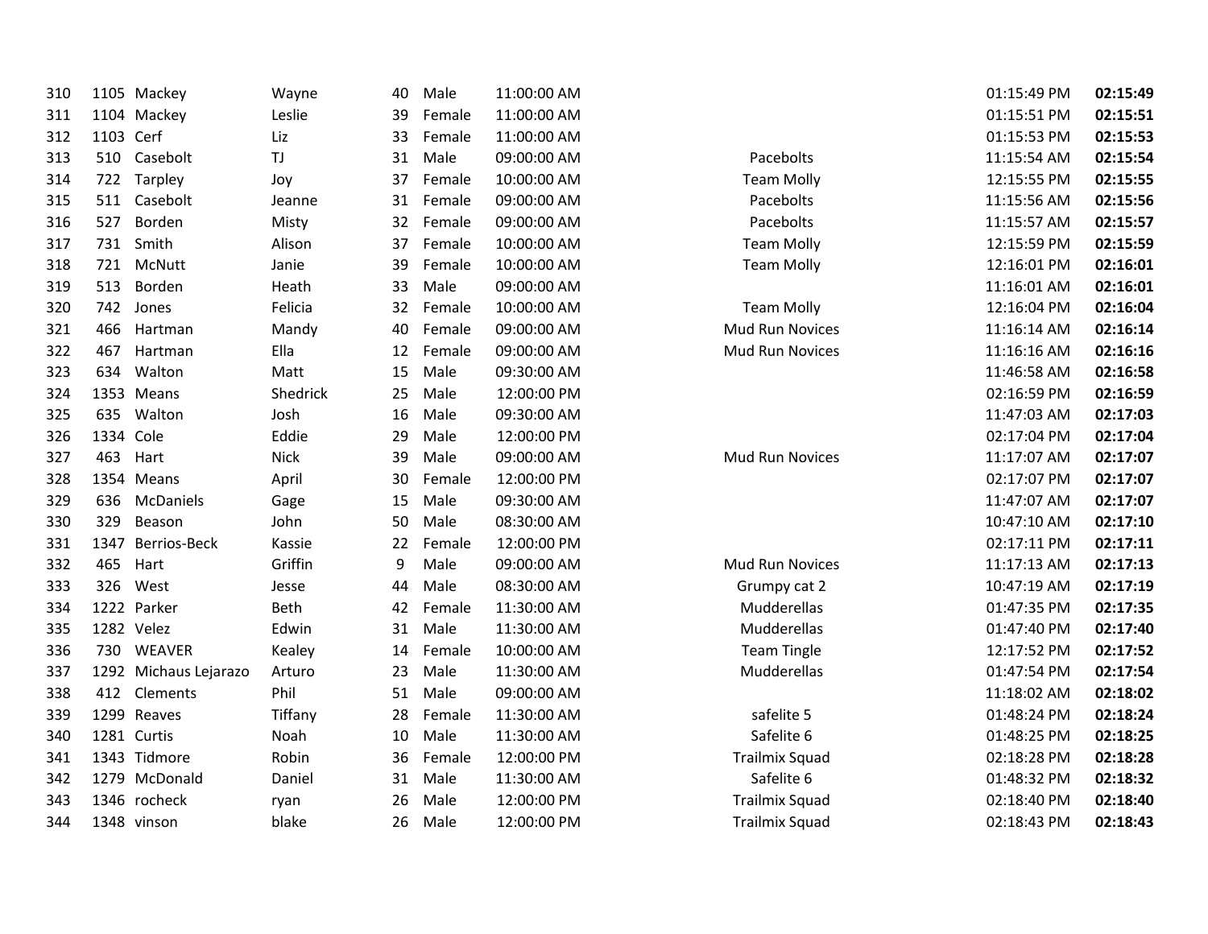| | | | | | | | | | |
|---|---|---|---|---|---|---|---|---|---|
| 310 | 1105 | Mackey | Wayne | 40 | Male | 11:00:00 AM | | 01:15:49 PM | **02:15:49** |
| 311 | 1104 | Mackey | Leslie | 39 | Female | 11:00:00 AM | | 01:15:51 PM | **02:15:51** |
| 312 | 1103 | Cerf | Liz | 33 | Female | 11:00:00 AM | | 01:15:53 PM | **02:15:53** |
| 313 | 510 | Casebolt | TJ | 31 | Male | 09:00:00 AM | Pacebolts | 11:15:54 AM | **02:15:54** |
| 314 | 722 | Tarpley | Joy | 37 | Female | 10:00:00 AM | Team Molly | 12:15:55 PM | **02:15:55** |
| 315 | 511 | Casebolt | Jeanne | 31 | Female | 09:00:00 AM | Pacebolts | 11:15:56 AM | **02:15:56** |
| 316 | 527 | Borden | Misty | 32 | Female | 09:00:00 AM | Pacebolts | 11:15:57 AM | **02:15:57** |
| 317 | 731 | Smith | Alison | 37 | Female | 10:00:00 AM | Team Molly | 12:15:59 PM | **02:15:59** |
| 318 | 721 | McNutt | Janie | 39 | Female | 10:00:00 AM | Team Molly | 12:16:01 PM | **02:16:01** |
| 319 | 513 | Borden | Heath | 33 | Male | 09:00:00 AM | | 11:16:01 AM | **02:16:01** |
| 320 | 742 | Jones | Felicia | 32 | Female | 10:00:00 AM | Team Molly | 12:16:04 PM | **02:16:04** |
| 321 | 466 | Hartman | Mandy | 40 | Female | 09:00:00 AM | Mud Run Novices | 11:16:14 AM | **02:16:14** |
| 322 | 467 | Hartman | Ella | 12 | Female | 09:00:00 AM | Mud Run Novices | 11:16:16 AM | **02:16:16** |
| 323 | 634 | Walton | Matt | 15 | Male | 09:30:00 AM | | 11:46:58 AM | **02:16:58** |
| 324 | 1353 | Means | Shedrick | 25 | Male | 12:00:00 PM | | 02:16:59 PM | **02:16:59** |
| 325 | 635 | Walton | Josh | 16 | Male | 09:30:00 AM | | 11:47:03 AM | **02:17:03** |
| 326 | 1334 | Cole | Eddie | 29 | Male | 12:00:00 PM | | 02:17:04 PM | **02:17:04** |
| 327 | 463 | Hart | Nick | 39 | Male | 09:00:00 AM | Mud Run Novices | 11:17:07 AM | **02:17:07** |
| 328 | 1354 | Means | April | 30 | Female | 12:00:00 PM | | 02:17:07 PM | **02:17:07** |
| 329 | 636 | McDaniels | Gage | 15 | Male | 09:30:00 AM | | 11:47:07 AM | **02:17:07** |
| 330 | 329 | Beason | John | 50 | Male | 08:30:00 AM | | 10:47:10 AM | **02:17:10** |
| 331 | 1347 | Berrios-Beck | Kassie | 22 | Female | 12:00:00 PM | | 02:17:11 PM | **02:17:11** |
| 332 | 465 | Hart | Griffin | 9 | Male | 09:00:00 AM | Mud Run Novices | 11:17:13 AM | **02:17:13** |
| 333 | 326 | West | Jesse | 44 | Male | 08:30:00 AM | Grumpy cat 2 | 10:47:19 AM | **02:17:19** |
| 334 | 1222 | Parker | Beth | 42 | Female | 11:30:00 AM | Mudderellas | 01:47:35 PM | **02:17:35** |
| 335 | 1282 | Velez | Edwin | 31 | Male | 11:30:00 AM | Mudderellas | 01:47:40 PM | **02:17:40** |
| 336 | 730 | WEAVER | Kealey | 14 | Female | 10:00:00 AM | Team Tingle | 12:17:52 PM | **02:17:52** |
| 337 | 1292 | Michaus Lejarazo | Arturo | 23 | Male | 11:30:00 AM | Mudderellas | 01:47:54 PM | **02:17:54** |
| 338 | 412 | Clements | Phil | 51 | Male | 09:00:00 AM | | 11:18:02 AM | **02:18:02** |
| 339 | 1299 | Reaves | Tiffany | 28 | Female | 11:30:00 AM | safelite 5 | 01:48:24 PM | **02:18:24** |
| 340 | 1281 | Curtis | Noah | 10 | Male | 11:30:00 AM | Safelite 6 | 01:48:25 PM | **02:18:25** |
| 341 | 1343 | Tidmore | Robin | 36 | Female | 12:00:00 PM | Trailmix Squad | 02:18:28 PM | **02:18:28** |
| 342 | 1279 | McDonald | Daniel | 31 | Male | 11:30:00 AM | Safelite 6 | 01:48:32 PM | **02:18:32** |
| 343 | 1346 | rocheck | ryan | 26 | Male | 12:00:00 PM | Trailmix Squad | 02:18:40 PM | **02:18:40** |
| 344 | 1348 | vinson | blake | 26 | Male | 12:00:00 PM | Trailmix Squad | 02:18:43 PM | **02:18:43** |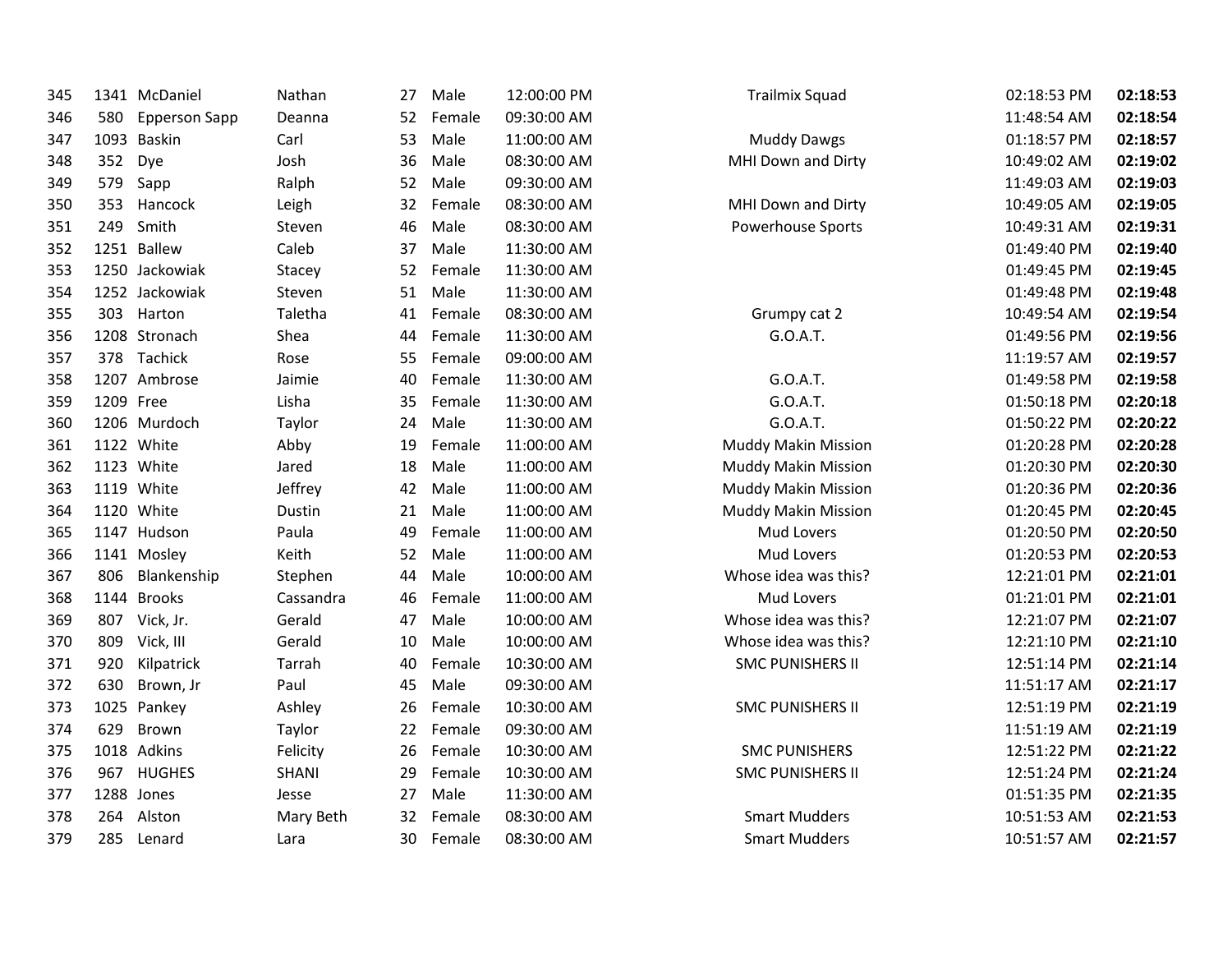| | | | | | | | | | |
|---|---|---|---|---|---|---|---|---|---|
| 345 | 1341 | McDaniel | Nathan | 27 | Male | 12:00:00 PM | Trailmix Squad | 02:18:53 PM | **02:18:53** |
| 346 | 580 | Epperson Sapp | Deanna | 52 | Female | 09:30:00 AM | | 11:48:54 AM | **02:18:54** |
| 347 | 1093 | Baskin | Carl | 53 | Male | 11:00:00 AM | Muddy Dawgs | 01:18:57 PM | **02:18:57** |
| 348 | 352 | Dye | Josh | 36 | Male | 08:30:00 AM | MHI Down and Dirty | 10:49:02 AM | **02:19:02** |
| 349 | 579 | Sapp | Ralph | 52 | Male | 09:30:00 AM | | 11:49:03 AM | **02:19:03** |
| 350 | 353 | Hancock | Leigh | 32 | Female | 08:30:00 AM | MHI Down and Dirty | 10:49:05 AM | **02:19:05** |
| 351 | 249 | Smith | Steven | 46 | Male | 08:30:00 AM | Powerhouse Sports | 10:49:31 AM | **02:19:31** |
| 352 | 1251 | Ballew | Caleb | 37 | Male | 11:30:00 AM | | 01:49:40 PM | **02:19:40** |
| 353 | 1250 | Jackowiak | Stacey | 52 | Female | 11:30:00 AM | | 01:49:45 PM | **02:19:45** |
| 354 | 1252 | Jackowiak | Steven | 51 | Male | 11:30:00 AM | | 01:49:48 PM | **02:19:48** |
| 355 | 303 | Harton | Taletha | 41 | Female | 08:30:00 AM | Grumpy cat 2 | 10:49:54 AM | **02:19:54** |
| 356 | 1208 | Stronach | Shea | 44 | Female | 11:30:00 AM | G.O.A.T. | 01:49:56 PM | **02:19:56** |
| 357 | 378 | Tachick | Rose | 55 | Female | 09:00:00 AM | | 11:19:57 AM | **02:19:57** |
| 358 | 1207 | Ambrose | Jaimie | 40 | Female | 11:30:00 AM | G.O.A.T. | 01:49:58 PM | **02:19:58** |
| 359 | 1209 | Free | Lisha | 35 | Female | 11:30:00 AM | G.O.A.T. | 01:50:18 PM | **02:20:18** |
| 360 | 1206 | Murdoch | Taylor | 24 | Male | 11:30:00 AM | G.O.A.T. | 01:50:22 PM | **02:20:22** |
| 361 | 1122 | White | Abby | 19 | Female | 11:00:00 AM | Muddy Makin Mission | 01:20:28 PM | **02:20:28** |
| 362 | 1123 | White | Jared | 18 | Male | 11:00:00 AM | Muddy Makin Mission | 01:20:30 PM | **02:20:30** |
| 363 | 1119 | White | Jeffrey | 42 | Male | 11:00:00 AM | Muddy Makin Mission | 01:20:36 PM | **02:20:36** |
| 364 | 1120 | White | Dustin | 21 | Male | 11:00:00 AM | Muddy Makin Mission | 01:20:45 PM | **02:20:45** |
| 365 | 1147 | Hudson | Paula | 49 | Female | 11:00:00 AM | Mud Lovers | 01:20:50 PM | **02:20:50** |
| 366 | 1141 | Mosley | Keith | 52 | Male | 11:00:00 AM | Mud Lovers | 01:20:53 PM | **02:20:53** |
| 367 | 806 | Blankenship | Stephen | 44 | Male | 10:00:00 AM | Whose idea was this? | 12:21:01 PM | **02:21:01** |
| 368 | 1144 | Brooks | Cassandra | 46 | Female | 11:00:00 AM | Mud Lovers | 01:21:01 PM | **02:21:01** |
| 369 | 807 | Vick, Jr. | Gerald | 47 | Male | 10:00:00 AM | Whose idea was this? | 12:21:07 PM | **02:21:07** |
| 370 | 809 | Vick, III | Gerald | 10 | Male | 10:00:00 AM | Whose idea was this? | 12:21:10 PM | **02:21:10** |
| 371 | 920 | Kilpatrick | Tarrah | 40 | Female | 10:30:00 AM | SMC PUNISHERS II | 12:51:14 PM | **02:21:14** |
| 372 | 630 | Brown, Jr | Paul | 45 | Male | 09:30:00 AM | | 11:51:17 AM | **02:21:17** |
| 373 | 1025 | Pankey | Ashley | 26 | Female | 10:30:00 AM | SMC PUNISHERS II | 12:51:19 PM | **02:21:19** |
| 374 | 629 | Brown | Taylor | 22 | Female | 09:30:00 AM | | 11:51:19 AM | **02:21:19** |
| 375 | 1018 | Adkins | Felicity | 26 | Female | 10:30:00 AM | SMC PUNISHERS | 12:51:22 PM | **02:21:22** |
| 376 | 967 | HUGHES | SHANI | 29 | Female | 10:30:00 AM | SMC PUNISHERS II | 12:51:24 PM | **02:21:24** |
| 377 | 1288 | Jones | Jesse | 27 | Male | 11:30:00 AM | | 01:51:35 PM | **02:21:35** |
| 378 | 264 | Alston | Mary Beth | 32 | Female | 08:30:00 AM | Smart Mudders | 10:51:53 AM | **02:21:53** |
| 379 | 285 | Lenard | Lara | 30 | Female | 08:30:00 AM | Smart Mudders | 10:51:57 AM | **02:21:57** |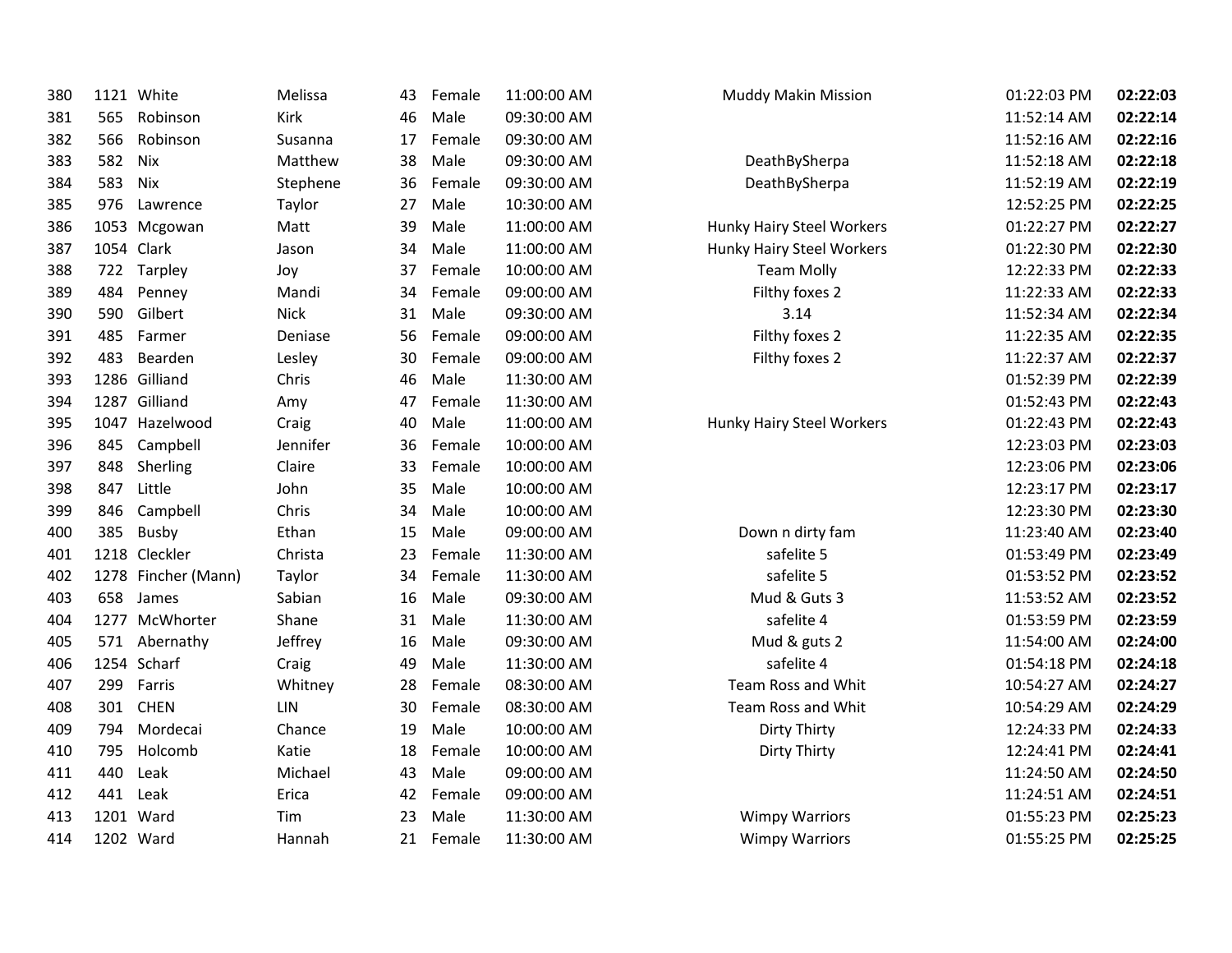| | | | | | | | | | |
|---|---|---|---|---|---|---|---|---|---|
| 380 | 1121 | White | Melissa | 43 | Female | 11:00:00 AM | Muddy Makin Mission | 01:22:03 PM | **02:22:03** |
| 381 | 565 | Robinson | Kirk | 46 | Male | 09:30:00 AM | | 11:52:14 AM | **02:22:14** |
| 382 | 566 | Robinson | Susanna | 17 | Female | 09:30:00 AM | | 11:52:16 AM | **02:22:16** |
| 383 | 582 | Nix | Matthew | 38 | Male | 09:30:00 AM | DeathBySherpa | 11:52:18 AM | **02:22:18** |
| 384 | 583 | Nix | Stephene | 36 | Female | 09:30:00 AM | DeathBySherpa | 11:52:19 AM | **02:22:19** |
| 385 | 976 | Lawrence | Taylor | 27 | Male | 10:30:00 AM | | 12:52:25 PM | **02:22:25** |
| 386 | 1053 | Mcgowan | Matt | 39 | Male | 11:00:00 AM | Hunky Hairy Steel Workers | 01:22:27 PM | **02:22:27** |
| 387 | 1054 | Clark | Jason | 34 | Male | 11:00:00 AM | Hunky Hairy Steel Workers | 01:22:30 PM | **02:22:30** |
| 388 | 722 | Tarpley | Joy | 37 | Female | 10:00:00 AM | Team Molly | 12:22:33 PM | **02:22:33** |
| 389 | 484 | Penney | Mandi | 34 | Female | 09:00:00 AM | Filthy foxes 2 | 11:22:33 AM | **02:22:33** |
| 390 | 590 | Gilbert | Nick | 31 | Male | 09:30:00 AM | 3.14 | 11:52:34 AM | **02:22:34** |
| 391 | 485 | Farmer | Deniase | 56 | Female | 09:00:00 AM | Filthy foxes 2 | 11:22:35 AM | **02:22:35** |
| 392 | 483 | Bearden | Lesley | 30 | Female | 09:00:00 AM | Filthy foxes 2 | 11:22:37 AM | **02:22:37** |
| 393 | 1286 | Gilliand | Chris | 46 | Male | 11:30:00 AM | | 01:52:39 PM | **02:22:39** |
| 394 | 1287 | Gilliand | Amy | 47 | Female | 11:30:00 AM | | 01:52:43 PM | **02:22:43** |
| 395 | 1047 | Hazelwood | Craig | 40 | Male | 11:00:00 AM | Hunky Hairy Steel Workers | 01:22:43 PM | **02:22:43** |
| 396 | 845 | Campbell | Jennifer | 36 | Female | 10:00:00 AM | | 12:23:03 PM | **02:23:03** |
| 397 | 848 | Sherling | Claire | 33 | Female | 10:00:00 AM | | 12:23:06 PM | **02:23:06** |
| 398 | 847 | Little | John | 35 | Male | 10:00:00 AM | | 12:23:17 PM | **02:23:17** |
| 399 | 846 | Campbell | Chris | 34 | Male | 10:00:00 AM | | 12:23:30 PM | **02:23:30** |
| 400 | 385 | Busby | Ethan | 15 | Male | 09:00:00 AM | Down n dirty fam | 11:23:40 AM | **02:23:40** |
| 401 | 1218 | Cleckler | Christa | 23 | Female | 11:30:00 AM | safelite 5 | 01:53:49 PM | **02:23:49** |
| 402 | 1278 | Fincher (Mann) | Taylor | 34 | Female | 11:30:00 AM | safelite 5 | 01:53:52 PM | **02:23:52** |
| 403 | 658 | James | Sabian | 16 | Male | 09:30:00 AM | Mud & Guts 3 | 11:53:52 AM | **02:23:52** |
| 404 | 1277 | McWhorter | Shane | 31 | Male | 11:30:00 AM | safelite 4 | 01:53:59 PM | **02:23:59** |
| 405 | 571 | Abernathy | Jeffrey | 16 | Male | 09:30:00 AM | Mud & guts 2 | 11:54:00 AM | **02:24:00** |
| 406 | 1254 | Scharf | Craig | 49 | Male | 11:30:00 AM | safelite 4 | 01:54:18 PM | **02:24:18** |
| 407 | 299 | Farris | Whitney | 28 | Female | 08:30:00 AM | Team Ross and Whit | 10:54:27 AM | **02:24:27** |
| 408 | 301 | CHEN | LIN | 30 | Female | 08:30:00 AM | Team Ross and Whit | 10:54:29 AM | **02:24:29** |
| 409 | 794 | Mordecai | Chance | 19 | Male | 10:00:00 AM | Dirty Thirty | 12:24:33 PM | **02:24:33** |
| 410 | 795 | Holcomb | Katie | 18 | Female | 10:00:00 AM | Dirty Thirty | 12:24:41 PM | **02:24:41** |
| 411 | 440 | Leak | Michael | 43 | Male | 09:00:00 AM | | 11:24:50 AM | **02:24:50** |
| 412 | 441 | Leak | Erica | 42 | Female | 09:00:00 AM | | 11:24:51 AM | **02:24:51** |
| 413 | 1201 | Ward | Tim | 23 | Male | 11:30:00 AM | Wimpy Warriors | 01:55:23 PM | **02:25:23** |
| 414 | 1202 | Ward | Hannah | 21 | Female | 11:30:00 AM | Wimpy Warriors | 01:55:25 PM | **02:25:25** |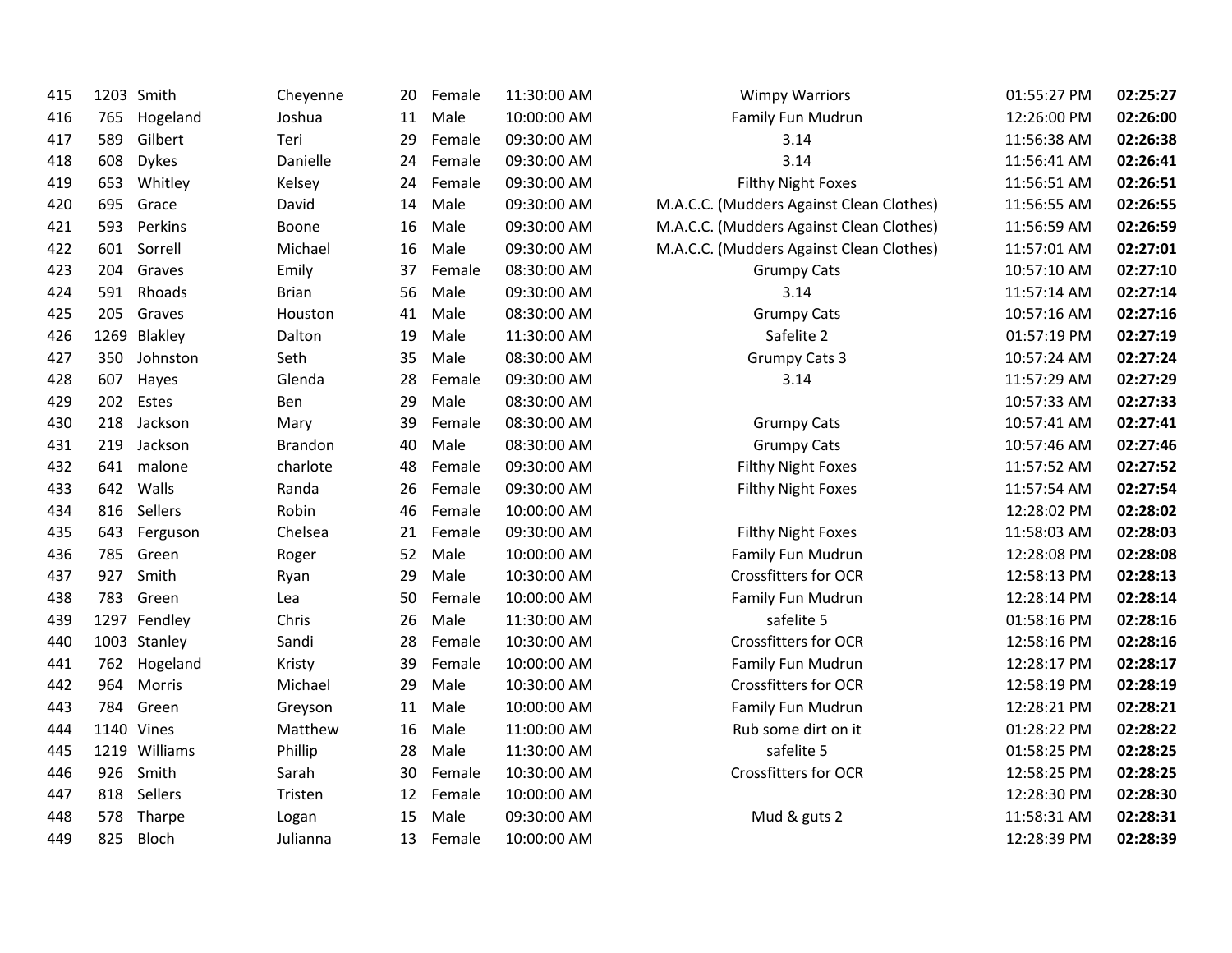| | | | | | | | | | |
|---|---|---|---|---|---|---|---|---|---|
| 415 | 1203 | Smith | Cheyenne | 20 | Female | 11:30:00 AM | Wimpy Warriors | 01:55:27 PM | **02:25:27** |
| 416 | 765 | Hogeland | Joshua | 11 | Male | 10:00:00 AM | Family Fun Mudrun | 12:26:00 PM | **02:26:00** |
| 417 | 589 | Gilbert | Teri | 29 | Female | 09:30:00 AM | 3.14 | 11:56:38 AM | **02:26:38** |
| 418 | 608 | Dykes | Danielle | 24 | Female | 09:30:00 AM | 3.14 | 11:56:41 AM | **02:26:41** |
| 419 | 653 | Whitley | Kelsey | 24 | Female | 09:30:00 AM | Filthy Night Foxes | 11:56:51 AM | **02:26:51** |
| 420 | 695 | Grace | David | 14 | Male | 09:30:00 AM | M.A.C.C. (Mudders Against Clean Clothes) | 11:56:55 AM | **02:26:55** |
| 421 | 593 | Perkins | Boone | 16 | Male | 09:30:00 AM | M.A.C.C. (Mudders Against Clean Clothes) | 11:56:59 AM | **02:26:59** |
| 422 | 601 | Sorrell | Michael | 16 | Male | 09:30:00 AM | M.A.C.C. (Mudders Against Clean Clothes) | 11:57:01 AM | **02:27:01** |
| 423 | 204 | Graves | Emily | 37 | Female | 08:30:00 AM | Grumpy Cats | 10:57:10 AM | **02:27:10** |
| 424 | 591 | Rhoads | Brian | 56 | Male | 09:30:00 AM | 3.14 | 11:57:14 AM | **02:27:14** |
| 425 | 205 | Graves | Houston | 41 | Male | 08:30:00 AM | Grumpy Cats | 10:57:16 AM | **02:27:16** |
| 426 | 1269 | Blakley | Dalton | 19 | Male | 11:30:00 AM | Safelite 2 | 01:57:19 PM | **02:27:19** |
| 427 | 350 | Johnston | Seth | 35 | Male | 08:30:00 AM | Grumpy Cats 3 | 10:57:24 AM | **02:27:24** |
| 428 | 607 | Hayes | Glenda | 28 | Female | 09:30:00 AM | 3.14 | 11:57:29 AM | **02:27:29** |
| 429 | 202 | Estes | Ben | 29 | Male | 08:30:00 AM | | 10:57:33 AM | **02:27:33** |
| 430 | 218 | Jackson | Mary | 39 | Female | 08:30:00 AM | Grumpy Cats | 10:57:41 AM | **02:27:41** |
| 431 | 219 | Jackson | Brandon | 40 | Male | 08:30:00 AM | Grumpy Cats | 10:57:46 AM | **02:27:46** |
| 432 | 641 | malone | charlote | 48 | Female | 09:30:00 AM | Filthy Night Foxes | 11:57:52 AM | **02:27:52** |
| 433 | 642 | Walls | Randa | 26 | Female | 09:30:00 AM | Filthy Night Foxes | 11:57:54 AM | **02:27:54** |
| 434 | 816 | Sellers | Robin | 46 | Female | 10:00:00 AM | | 12:28:02 PM | **02:28:02** |
| 435 | 643 | Ferguson | Chelsea | 21 | Female | 09:30:00 AM | Filthy Night Foxes | 11:58:03 AM | **02:28:03** |
| 436 | 785 | Green | Roger | 52 | Male | 10:00:00 AM | Family Fun Mudrun | 12:28:08 PM | **02:28:08** |
| 437 | 927 | Smith | Ryan | 29 | Male | 10:30:00 AM | Crossfitters for OCR | 12:58:13 PM | **02:28:13** |
| 438 | 783 | Green | Lea | 50 | Female | 10:00:00 AM | Family Fun Mudrun | 12:28:14 PM | **02:28:14** |
| 439 | 1297 | Fendley | Chris | 26 | Male | 11:30:00 AM | safelite 5 | 01:58:16 PM | **02:28:16** |
| 440 | 1003 | Stanley | Sandi | 28 | Female | 10:30:00 AM | Crossfitters for OCR | 12:58:16 PM | **02:28:16** |
| 441 | 762 | Hogeland | Kristy | 39 | Female | 10:00:00 AM | Family Fun Mudrun | 12:28:17 PM | **02:28:17** |
| 442 | 964 | Morris | Michael | 29 | Male | 10:30:00 AM | Crossfitters for OCR | 12:58:19 PM | **02:28:19** |
| 443 | 784 | Green | Greyson | 11 | Male | 10:00:00 AM | Family Fun Mudrun | 12:28:21 PM | **02:28:21** |
| 444 | 1140 | Vines | Matthew | 16 | Male | 11:00:00 AM | Rub some dirt on it | 01:28:22 PM | **02:28:22** |
| 445 | 1219 | Williams | Phillip | 28 | Male | 11:30:00 AM | safelite 5 | 01:58:25 PM | **02:28:25** |
| 446 | 926 | Smith | Sarah | 30 | Female | 10:30:00 AM | Crossfitters for OCR | 12:58:25 PM | **02:28:25** |
| 447 | 818 | Sellers | Tristen | 12 | Female | 10:00:00 AM | | 12:28:30 PM | **02:28:30** |
| 448 | 578 | Tharpe | Logan | 15 | Male | 09:30:00 AM | Mud & guts 2 | 11:58:31 AM | **02:28:31** |
| 449 | 825 | Bloch | Julianna | 13 | Female | 10:00:00 AM | | 12:28:39 PM | **02:28:39** |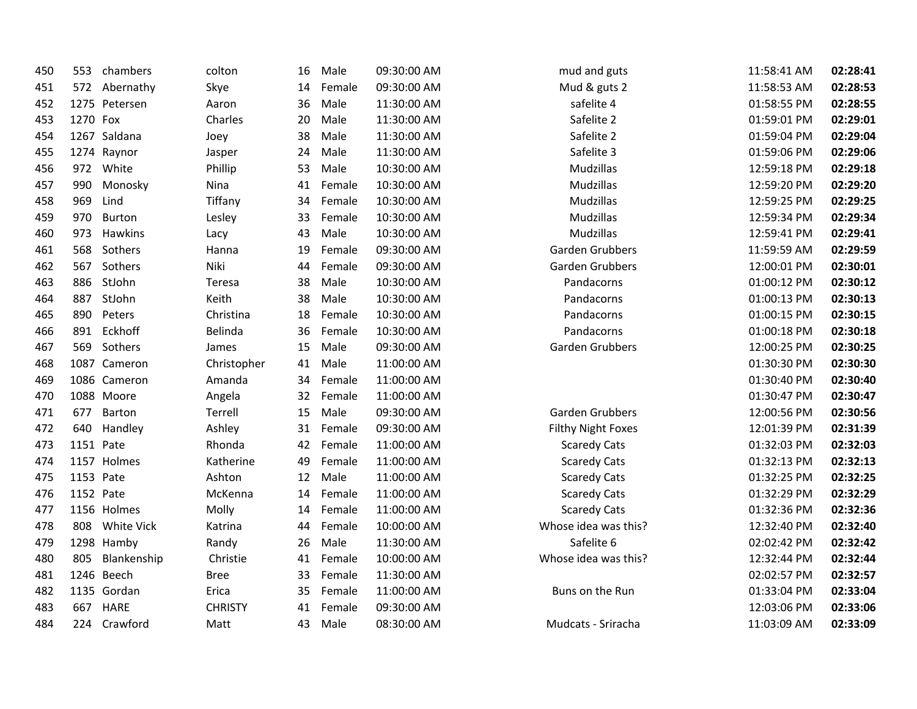| | | | | | | | | | |
|---|---|---|---|---|---|---|---|---|---|
| 450 | 553 | chambers | colton | 16 | Male | 09:30:00 AM | mud and guts | 11:58:41 AM | **02:28:41** |
| 451 | 572 | Abernathy | Skye | 14 | Female | 09:30:00 AM | Mud & guts 2 | 11:58:53 AM | **02:28:53** |
| 452 | 1275 | Petersen | Aaron | 36 | Male | 11:30:00 AM | safelite 4 | 01:58:55 PM | **02:28:55** |
| 453 | 1270 | Fox | Charles | 20 | Male | 11:30:00 AM | Safelite 2 | 01:59:01 PM | **02:29:01** |
| 454 | 1267 | Saldana | Joey | 38 | Male | 11:30:00 AM | Safelite 2 | 01:59:04 PM | **02:29:04** |
| 455 | 1274 | Raynor | Jasper | 24 | Male | 11:30:00 AM | Safelite 3 | 01:59:06 PM | **02:29:06** |
| 456 | 972 | White | Phillip | 53 | Male | 10:30:00 AM | Mudzillas | 12:59:18 PM | **02:29:18** |
| 457 | 990 | Monosky | Nina | 41 | Female | 10:30:00 AM | Mudzillas | 12:59:20 PM | **02:29:20** |
| 458 | 969 | Lind | Tiffany | 34 | Female | 10:30:00 AM | Mudzillas | 12:59:25 PM | **02:29:25** |
| 459 | 970 | Burton | Lesley | 33 | Female | 10:30:00 AM | Mudzillas | 12:59:34 PM | **02:29:34** |
| 460 | 973 | Hawkins | Lacy | 43 | Male | 10:30:00 AM | Mudzillas | 12:59:41 PM | **02:29:41** |
| 461 | 568 | Sothers | Hanna | 19 | Female | 09:30:00 AM | Garden Grubbers | 11:59:59 AM | **02:29:59** |
| 462 | 567 | Sothers | Niki | 44 | Female | 09:30:00 AM | Garden Grubbers | 12:00:01 PM | **02:30:01** |
| 463 | 886 | StJohn | Teresa | 38 | Male | 10:30:00 AM | Pandacorns | 01:00:12 PM | **02:30:12** |
| 464 | 887 | StJohn | Keith | 38 | Male | 10:30:00 AM | Pandacorns | 01:00:13 PM | **02:30:13** |
| 465 | 890 | Peters | Christina | 18 | Female | 10:30:00 AM | Pandacorns | 01:00:15 PM | **02:30:15** |
| 466 | 891 | Eckhoff | Belinda | 36 | Female | 10:30:00 AM | Pandacorns | 01:00:18 PM | **02:30:18** |
| 467 | 569 | Sothers | James | 15 | Male | 09:30:00 AM | Garden Grubbers | 12:00:25 PM | **02:30:25** |
| 468 | 1087 | Cameron | Christopher | 41 | Male | 11:00:00 AM | | 01:30:30 PM | **02:30:30** |
| 469 | 1086 | Cameron | Amanda | 34 | Female | 11:00:00 AM | | 01:30:40 PM | **02:30:40** |
| 470 | 1088 | Moore | Angela | 32 | Female | 11:00:00 AM | | 01:30:47 PM | **02:30:47** |
| 471 | 677 | Barton | Terrell | 15 | Male | 09:30:00 AM | Garden Grubbers | 12:00:56 PM | **02:30:56** |
| 472 | 640 | Handley | Ashley | 31 | Female | 09:30:00 AM | Filthy Night Foxes | 12:01:39 PM | **02:31:39** |
| 473 | 1151 | Pate | Rhonda | 42 | Female | 11:00:00 AM | Scaredy Cats | 01:32:03 PM | **02:32:03** |
| 474 | 1157 | Holmes | Katherine | 49 | Female | 11:00:00 AM | Scaredy Cats | 01:32:13 PM | **02:32:13** |
| 475 | 1153 | Pate | Ashton | 12 | Male | 11:00:00 AM | Scaredy Cats | 01:32:25 PM | **02:32:25** |
| 476 | 1152 | Pate | McKenna | 14 | Female | 11:00:00 AM | Scaredy Cats | 01:32:29 PM | **02:32:29** |
| 477 | 1156 | Holmes | Molly | 14 | Female | 11:00:00 AM | Scaredy Cats | 01:32:36 PM | **02:32:36** |
| 478 | 808 | White Vick | Katrina | 44 | Female | 10:00:00 AM | Whose idea was this? | 12:32:40 PM | **02:32:40** |
| 479 | 1298 | Hamby | Randy | 26 | Male | 11:30:00 AM | Safelite 6 | 02:02:42 PM | **02:32:42** |
| 480 | 805 | Blankenship | Christie | 41 | Female | 10:00:00 AM | Whose idea was this? | 12:32:44 PM | **02:32:44** |
| 481 | 1246 | Beech | Bree | 33 | Female | 11:30:00 AM | | 02:02:57 PM | **02:32:57** |
| 482 | 1135 | Gordan | Erica | 35 | Female | 11:00:00 AM | Buns on the Run | 01:33:04 PM | **02:33:04** |
| 483 | 667 | HARE | CHRISTY | 41 | Female | 09:30:00 AM | | 12:03:06 PM | **02:33:06** |
| 484 | 224 | Crawford | Matt | 43 | Male | 08:30:00 AM | Mudcats - Sriracha | 11:03:09 AM | **02:33:09** |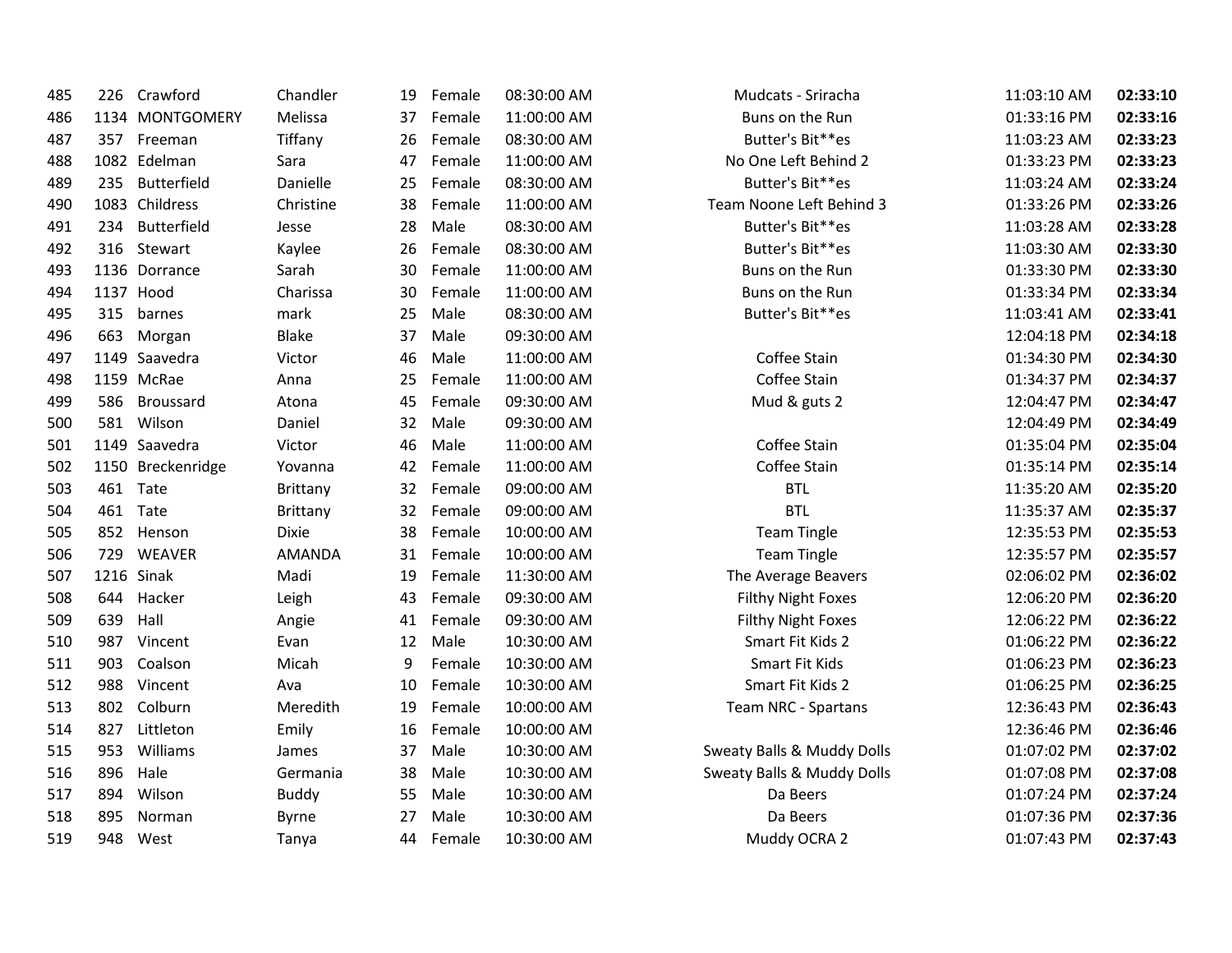| | | | | | | | | | |
|---|---|---|---|---|---|---|---|---|---|
| 485 | 226 | Crawford | Chandler | 19 | Female | 08:30:00 AM | Mudcats - Sriracha | 11:03:10 AM | **02:33:10** |
| 486 | 1134 | MONTGOMERY | Melissa | 37 | Female | 11:00:00 AM | Buns on the Run | 01:33:16 PM | **02:33:16** |
| 487 | 357 | Freeman | Tiffany | 26 | Female | 08:30:00 AM | Butter's Bit**es | 11:03:23 AM | **02:33:23** |
| 488 | 1082 | Edelman | Sara | 47 | Female | 11:00:00 AM | No One Left Behind 2 | 01:33:23 PM | **02:33:23** |
| 489 | 235 | Butterfield | Danielle | 25 | Female | 08:30:00 AM | Butter's Bit**es | 11:03:24 AM | **02:33:24** |
| 490 | 1083 | Childress | Christine | 38 | Female | 11:00:00 AM | Team Noone Left Behind 3 | 01:33:26 PM | **02:33:26** |
| 491 | 234 | Butterfield | Jesse | 28 | Male | 08:30:00 AM | Butter's Bit**es | 11:03:28 AM | **02:33:28** |
| 492 | 316 | Stewart | Kaylee | 26 | Female | 08:30:00 AM | Butter's Bit**es | 11:03:30 AM | **02:33:30** |
| 493 | 1136 | Dorrance | Sarah | 30 | Female | 11:00:00 AM | Buns on the Run | 01:33:30 PM | **02:33:30** |
| 494 | 1137 | Hood | Charissa | 30 | Female | 11:00:00 AM | Buns on the Run | 01:33:34 PM | **02:33:34** |
| 495 | 315 | barnes | mark | 25 | Male | 08:30:00 AM | Butter's Bit**es | 11:03:41 AM | **02:33:41** |
| 496 | 663 | Morgan | Blake | 37 | Male | 09:30:00 AM | | 12:04:18 PM | **02:34:18** |
| 497 | 1149 | Saavedra | Victor | 46 | Male | 11:00:00 AM | Coffee Stain | 01:34:30 PM | **02:34:30** |
| 498 | 1159 | McRae | Anna | 25 | Female | 11:00:00 AM | Coffee Stain | 01:34:37 PM | **02:34:37** |
| 499 | 586 | Broussard | Atona | 45 | Female | 09:30:00 AM | Mud & guts 2 | 12:04:47 PM | **02:34:47** |
| 500 | 581 | Wilson | Daniel | 32 | Male | 09:30:00 AM | | 12:04:49 PM | **02:34:49** |
| 501 | 1149 | Saavedra | Victor | 46 | Male | 11:00:00 AM | Coffee Stain | 01:35:04 PM | **02:35:04** |
| 502 | 1150 | Breckenridge | Yovanna | 42 | Female | 11:00:00 AM | Coffee Stain | 01:35:14 PM | **02:35:14** |
| 503 | 461 | Tate | Brittany | 32 | Female | 09:00:00 AM | BTL | 11:35:20 AM | **02:35:20** |
| 504 | 461 | Tate | Brittany | 32 | Female | 09:00:00 AM | BTL | 11:35:37 AM | **02:35:37** |
| 505 | 852 | Henson | Dixie | 38 | Female | 10:00:00 AM | Team Tingle | 12:35:53 PM | **02:35:53** |
| 506 | 729 | WEAVER | AMANDA | 31 | Female | 10:00:00 AM | Team Tingle | 12:35:57 PM | **02:35:57** |
| 507 | 1216 | Sinak | Madi | 19 | Female | 11:30:00 AM | The Average Beavers | 02:06:02 PM | **02:36:02** |
| 508 | 644 | Hacker | Leigh | 43 | Female | 09:30:00 AM | Filthy Night Foxes | 12:06:20 PM | **02:36:20** |
| 509 | 639 | Hall | Angie | 41 | Female | 09:30:00 AM | Filthy Night Foxes | 12:06:22 PM | **02:36:22** |
| 510 | 987 | Vincent | Evan | 12 | Male | 10:30:00 AM | Smart Fit Kids 2 | 01:06:22 PM | **02:36:22** |
| 511 | 903 | Coalson | Micah | 9 | Female | 10:30:00 AM | Smart Fit Kids | 01:06:23 PM | **02:36:23** |
| 512 | 988 | Vincent | Ava | 10 | Female | 10:30:00 AM | Smart Fit Kids 2 | 01:06:25 PM | **02:36:25** |
| 513 | 802 | Colburn | Meredith | 19 | Female | 10:00:00 AM | Team NRC - Spartans | 12:36:43 PM | **02:36:43** |
| 514 | 827 | Littleton | Emily | 16 | Female | 10:00:00 AM | | 12:36:46 PM | **02:36:46** |
| 515 | 953 | Williams | James | 37 | Male | 10:30:00 AM | Sweaty Balls & Muddy Dolls | 01:07:02 PM | **02:37:02** |
| 516 | 896 | Hale | Germania | 38 | Male | 10:30:00 AM | Sweaty Balls & Muddy Dolls | 01:07:08 PM | **02:37:08** |
| 517 | 894 | Wilson | Buddy | 55 | Male | 10:30:00 AM | Da Beers | 01:07:24 PM | **02:37:24** |
| 518 | 895 | Norman | Byrne | 27 | Male | 10:30:00 AM | Da Beers | 01:07:36 PM | **02:37:36** |
| 519 | 948 | West | Tanya | 44 | Female | 10:30:00 AM | Muddy OCRA 2 | 01:07:43 PM | **02:37:43** |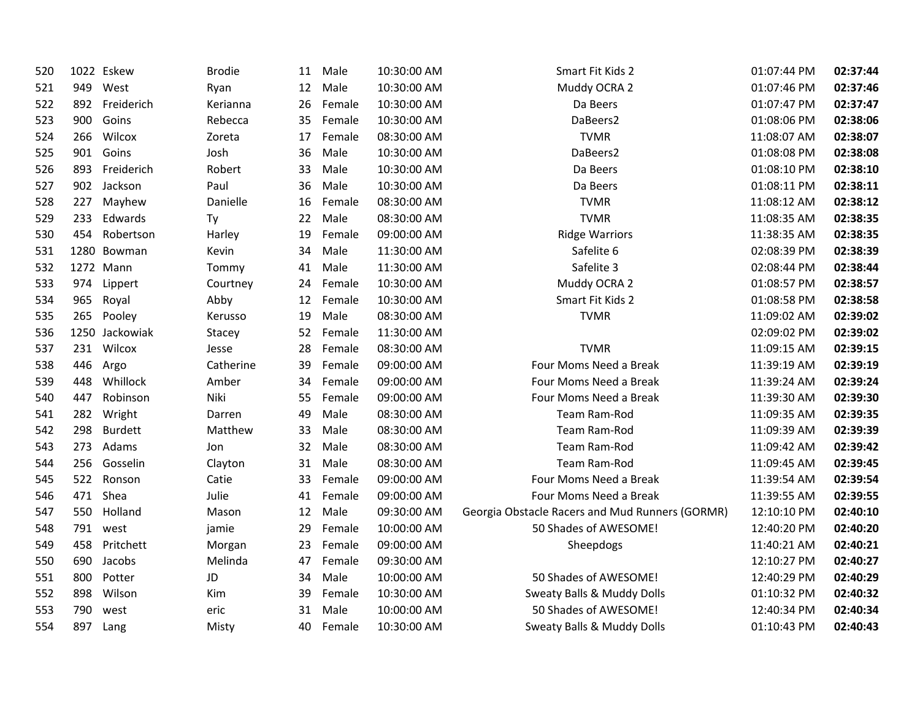| | | | | | | | | | |
|---|---|---|---|---|---|---|---|---|---|
| 520 | 1022 | Eskew | Brodie | 11 | Male | 10:30:00 AM | Smart Fit Kids 2 | 01:07:44 PM | **02:37:44** |
| 521 | 949 | West | Ryan | 12 | Male | 10:30:00 AM | Muddy OCRA 2 | 01:07:46 PM | **02:37:46** |
| 522 | 892 | Friederich | Kerianna | 26 | Female | 10:30:00 AM | Da Beers | 01:07:47 PM | **02:37:47** |
| 523 | 900 | Goins | Rebecca | 35 | Female | 10:30:00 AM | DaBeers2 | 01:08:06 PM | **02:38:06** |
| 524 | 266 | Wilcox | Zoreta | 17 | Female | 08:30:00 AM | TVMR | 11:08:07 AM | **02:38:07** |
| 525 | 901 | Goins | Josh | 36 | Male | 10:30:00 AM | DaBeers2 | 01:08:08 PM | **02:38:08** |
| 526 | 893 | Friederich | Robert | 33 | Male | 10:30:00 AM | Da Beers | 01:08:10 PM | **02:38:10** |
| 527 | 902 | Jackson | Paul | 36 | Male | 10:30:00 AM | Da Beers | 01:08:11 PM | **02:38:11** |
| 528 | 227 | Mayhew | Danielle | 16 | Female | 08:30:00 AM | TVMR | 11:08:12 AM | **02:38:12** |
| 529 | 233 | Edwards | Ty | 22 | Male | 08:30:00 AM | TVMR | 11:08:35 AM | **02:38:35** |
| 530 | 454 | Robertson | Harley | 19 | Female | 09:00:00 AM | Ridge Warriors | 11:38:35 AM | **02:38:35** |
| 531 | 1280 | Bowman | Kevin | 34 | Male | 11:30:00 AM | Safelite 6 | 02:08:39 PM | **02:38:39** |
| 532 | 1272 | Mann | Tommy | 41 | Male | 11:30:00 AM | Safelite 3 | 02:08:44 PM | **02:38:44** |
| 533 | 974 | Lippert | Courtney | 24 | Female | 10:30:00 AM | Muddy OCRA 2 | 01:08:57 PM | **02:38:57** |
| 534 | 965 | Royal | Abby | 12 | Female | 10:30:00 AM | Smart Fit Kids 2 | 01:08:58 PM | **02:38:58** |
| 535 | 265 | Pooley | Kerusso | 19 | Male | 08:30:00 AM | TVMR | 11:09:02 AM | **02:39:02** |
| 536 | 1250 | Jackowiak | Stacey | 52 | Female | 11:30:00 AM | | 02:09:02 PM | **02:39:02** |
| 537 | 231 | Wilcox | Jesse | 28 | Female | 08:30:00 AM | TVMR | 11:09:15 AM | **02:39:15** |
| 538 | 446 | Argo | Catherine | 39 | Female | 09:00:00 AM | Four Moms Need a Break | 11:39:19 AM | **02:39:19** |
| 539 | 448 | Whillock | Amber | 34 | Female | 09:00:00 AM | Four Moms Need a Break | 11:39:24 AM | **02:39:24** |
| 540 | 447 | Robinson | Niki | 55 | Female | 09:00:00 AM | Four Moms Need a Break | 11:39:30 AM | **02:39:30** |
| 541 | 282 | Wright | Darren | 49 | Male | 08:30:00 AM | Team Ram-Rod | 11:09:35 AM | **02:39:35** |
| 542 | 298 | Burdett | Matthew | 33 | Male | 08:30:00 AM | Team Ram-Rod | 11:09:39 AM | **02:39:39** |
| 543 | 273 | Adams | Jon | 32 | Male | 08:30:00 AM | Team Ram-Rod | 11:09:42 AM | **02:39:42** |
| 544 | 256 | Gosselin | Clayton | 31 | Male | 08:30:00 AM | Team Ram-Rod | 11:09:45 AM | **02:39:45** |
| 545 | 522 | Ronson | Catie | 33 | Female | 09:00:00 AM | Four Moms Need a Break | 11:39:54 AM | **02:39:54** |
| 546 | 471 | Shea | Julie | 41 | Female | 09:00:00 AM | Four Moms Need a Break | 11:39:55 AM | **02:39:55** |
| 547 | 550 | Holland | Mason | 12 | Male | 09:30:00 AM | Georgia Obstacle Racers and Mud Runners (GORMR) | 12:10:10 PM | **02:40:10** |
| 548 | 791 | west | jamie | 29 | Female | 10:00:00 AM | 50 Shades of AWESOME! | 12:40:20 PM | **02:40:20** |
| 549 | 458 | Pritchett | Morgan | 23 | Female | 09:00:00 AM | Sheepdogs | 11:40:21 AM | **02:40:21** |
| 550 | 690 | Jacobs | Melinda | 47 | Female | 09:30:00 AM | | 12:10:27 PM | **02:40:27** |
| 551 | 800 | Potter | JD | 34 | Male | 10:00:00 AM | 50 Shades of AWESOME! | 12:40:29 PM | **02:40:29** |
| 552 | 898 | Wilson | Kim | 39 | Female | 10:30:00 AM | Sweaty Balls & Muddy Dolls | 01:10:32 PM | **02:40:32** |
| 553 | 790 | west | eric | 31 | Male | 10:00:00 AM | 50 Shades of AWESOME! | 12:40:34 PM | **02:40:34** |
| 554 | 897 | Lang | Misty | 40 | Female | 10:30:00 AM | Sweaty Balls & Muddy Dolls | 01:10:43 PM | **02:40:43** |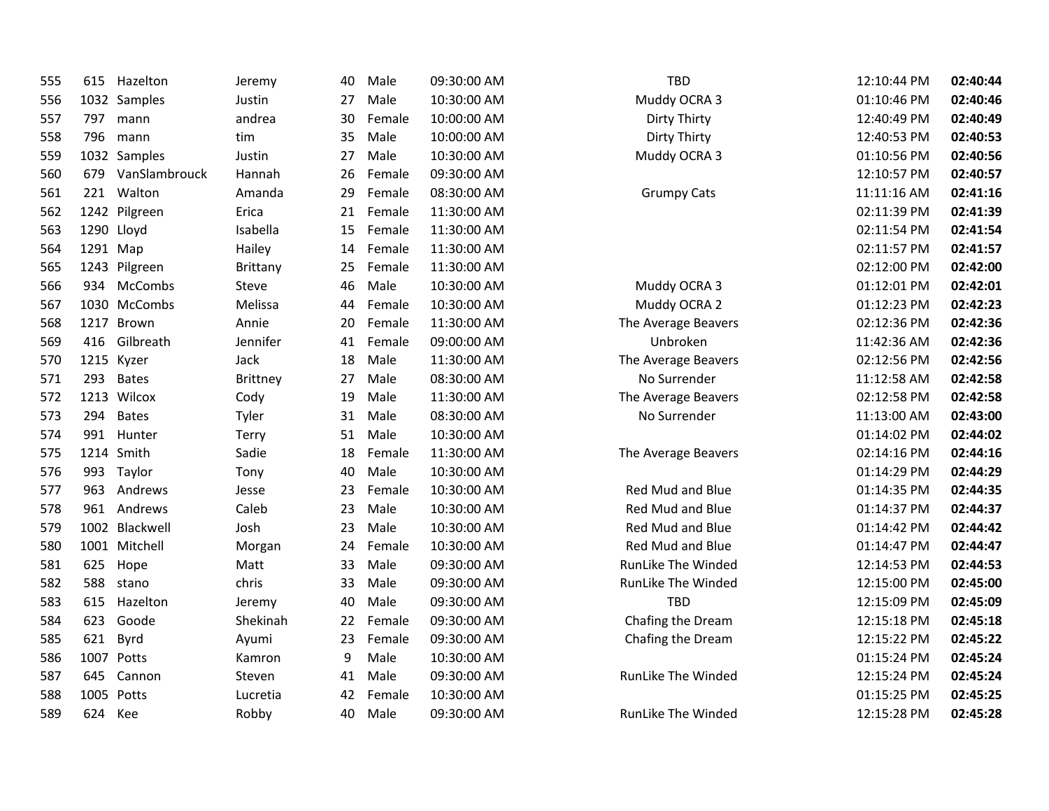| | | | | | | | | | |
|---|---|---|---|---|---|---|---|---|---|
| 555 | 615 | Hazelton | Jeremy | 40 | Male | 09:30:00 AM | TBD | 12:10:44 PM | **02:40:44** |
| 556 | 1032 | Samples | Justin | 27 | Male | 10:30:00 AM | Muddy OCRA 3 | 01:10:46 PM | **02:40:46** |
| 557 | 797 | mann | andrea | 30 | Female | 10:00:00 AM | Dirty Thirty | 12:40:49 PM | **02:40:49** |
| 558 | 796 | mann | tim | 35 | Male | 10:00:00 AM | Dirty Thirty | 12:40:53 PM | **02:40:53** |
| 559 | 1032 | Samples | Justin | 27 | Male | 10:30:00 AM | Muddy OCRA 3 | 01:10:56 PM | **02:40:56** |
| 560 | 679 | VanSlambrouck | Hannah | 26 | Female | 09:30:00 AM | | 12:10:57 PM | **02:40:57** |
| 561 | 221 | Walton | Amanda | 29 | Female | 08:30:00 AM | Grumpy Cats | 11:11:16 AM | **02:41:16** |
| 562 | 1242 | Pilgreen | Erica | 21 | Female | 11:30:00 AM | | 02:11:39 PM | **02:41:39** |
| 563 | 1290 | Lloyd | Isabella | 15 | Female | 11:30:00 AM | | 02:11:54 PM | **02:41:54** |
| 564 | 1291 | Map | Hailey | 14 | Female | 11:30:00 AM | | 02:11:57 PM | **02:41:57** |
| 565 | 1243 | Pilgreen | Brittany | 25 | Female | 11:30:00 AM | | 02:12:00 PM | **02:42:00** |
| 566 | 934 | McCombs | Steve | 46 | Male | 10:30:00 AM | Muddy OCRA 3 | 01:12:01 PM | **02:42:01** |
| 567 | 1030 | McCombs | Melissa | 44 | Female | 10:30:00 AM | Muddy OCRA 2 | 01:12:23 PM | **02:42:23** |
| 568 | 1217 | Brown | Annie | 20 | Female | 11:30:00 AM | The Average Beavers | 02:12:36 PM | **02:42:36** |
| 569 | 416 | Gilbreath | Jennifer | 41 | Female | 09:00:00 AM | Unbroken | 11:42:36 AM | **02:42:36** |
| 570 | 1215 | Kyzer | Jack | 18 | Male | 11:30:00 AM | The Average Beavers | 02:12:56 PM | **02:42:56** |
| 571 | 293 | Bates | Brittney | 27 | Male | 08:30:00 AM | No Surrender | 11:12:58 AM | **02:42:58** |
| 572 | 1213 | Wilcox | Cody | 19 | Male | 11:30:00 AM | The Average Beavers | 02:12:58 PM | **02:42:58** |
| 573 | 294 | Bates | Tyler | 31 | Male | 08:30:00 AM | No Surrender | 11:13:00 AM | **02:43:00** |
| 574 | 991 | Hunter | Terry | 51 | Male | 10:30:00 AM | | 01:14:02 PM | **02:44:02** |
| 575 | 1214 | Smith | Sadie | 18 | Female | 11:30:00 AM | The Average Beavers | 02:14:16 PM | **02:44:16** |
| 576 | 993 | Taylor | Tony | 40 | Male | 10:30:00 AM | | 01:14:29 PM | **02:44:29** |
| 577 | 963 | Andrews | Jesse | 23 | Female | 10:30:00 AM | Red Mud and Blue | 01:14:35 PM | **02:44:35** |
| 578 | 961 | Andrews | Caleb | 23 | Male | 10:30:00 AM | Red Mud and Blue | 01:14:37 PM | **02:44:37** |
| 579 | 1002 | Blackwell | Josh | 23 | Male | 10:30:00 AM | Red Mud and Blue | 01:14:42 PM | **02:44:42** |
| 580 | 1001 | Mitchell | Morgan | 24 | Female | 10:30:00 AM | Red Mud and Blue | 01:14:47 PM | **02:44:47** |
| 581 | 625 | Hope | Matt | 33 | Male | 09:30:00 AM | RunLike The Winded | 12:14:53 PM | **02:44:53** |
| 582 | 588 | stano | chris | 33 | Male | 09:30:00 AM | RunLike The Winded | 12:15:00 PM | **02:45:00** |
| 583 | 615 | Hazelton | Jeremy | 40 | Male | 09:30:00 AM | TBD | 12:15:09 PM | **02:45:09** |
| 584 | 623 | Goode | Shekinah | 22 | Female | 09:30:00 AM | Chafing the Dream | 12:15:18 PM | **02:45:18** |
| 585 | 621 | Byrd | Ayumi | 23 | Female | 09:30:00 AM | Chafing the Dream | 12:15:22 PM | **02:45:22** |
| 586 | 1007 | Potts | Kamron | 9 | Male | 10:30:00 AM | | 01:15:24 PM | **02:45:24** |
| 587 | 645 | Cannon | Steven | 41 | Male | 09:30:00 AM | RunLike The Winded | 12:15:24 PM | **02:45:24** |
| 588 | 1005 | Potts | Lucretia | 42 | Female | 10:30:00 AM | | 01:15:25 PM | **02:45:25** |
| 589 | 624 | Kee | Robby | 40 | Male | 09:30:00 AM | RunLike The Winded | 12:15:28 PM | **02:45:28** |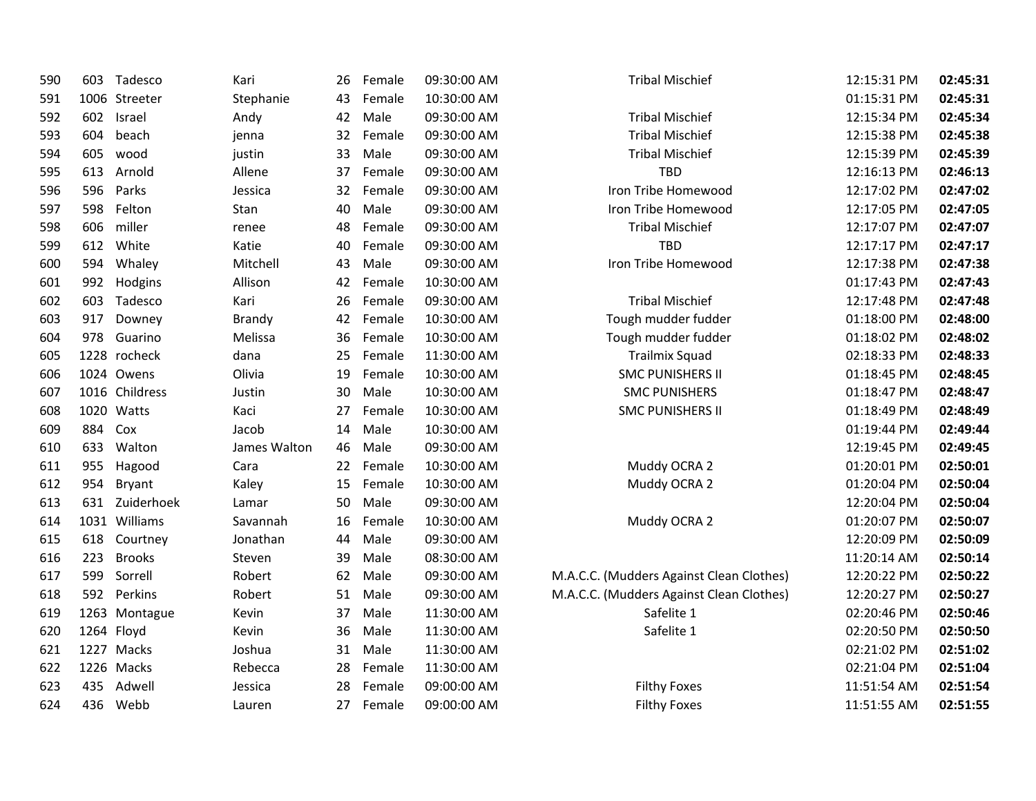| | | | | | | | | | |
|---|---|---|---|---|---|---|---|---|---|
| 590 | 603 | Tadesco | Kari | 26 | Female | 09:30:00 AM | Tribal Mischief | 12:15:31 PM | **02:45:31** |
| 591 | 1006 | Streeter | Stephanie | 43 | Female | 10:30:00 AM | | 01:15:31 PM | **02:45:31** |
| 592 | 602 | Israel | Andy | 42 | Male | 09:30:00 AM | Tribal Mischief | 12:15:34 PM | **02:45:34** |
| 593 | 604 | beach | jenna | 32 | Female | 09:30:00 AM | Tribal Mischief | 12:15:38 PM | **02:45:38** |
| 594 | 605 | wood | justin | 33 | Male | 09:30:00 AM | Tribal Mischief | 12:15:39 PM | **02:45:39** |
| 595 | 613 | Arnold | Allene | 37 | Female | 09:30:00 AM | TBD | 12:16:13 PM | **02:46:13** |
| 596 | 596 | Parks | Jessica | 32 | Female | 09:30:00 AM | Iron Tribe Homewood | 12:17:02 PM | **02:47:02** |
| 597 | 598 | Felton | Stan | 40 | Male | 09:30:00 AM | Iron Tribe Homewood | 12:17:05 PM | **02:47:05** |
| 598 | 606 | miller | renee | 48 | Female | 09:30:00 AM | Tribal Mischief | 12:17:07 PM | **02:47:07** |
| 599 | 612 | White | Katie | 40 | Female | 09:30:00 AM | TBD | 12:17:17 PM | **02:47:17** |
| 600 | 594 | Whaley | Mitchell | 43 | Male | 09:30:00 AM | Iron Tribe Homewood | 12:17:38 PM | **02:47:38** |
| 601 | 992 | Hodgins | Allison | 42 | Female | 10:30:00 AM | | 01:17:43 PM | **02:47:43** |
| 602 | 603 | Tadesco | Kari | 26 | Female | 09:30:00 AM | Tribal Mischief | 12:17:48 PM | **02:47:48** |
| 603 | 917 | Downey | Brandy | 42 | Female | 10:30:00 AM | Tough mudder fudder | 01:18:00 PM | **02:48:00** |
| 604 | 978 | Guarino | Melissa | 36 | Female | 10:30:00 AM | Tough mudder fudder | 01:18:02 PM | **02:48:02** |
| 605 | 1228 | rocheck | dana | 25 | Female | 11:30:00 AM | Trailmix Squad | 02:18:33 PM | **02:48:33** |
| 606 | 1024 | Owens | Olivia | 19 | Female | 10:30:00 AM | SMC PUNISHERS II | 01:18:45 PM | **02:48:45** |
| 607 | 1016 | Childress | Justin | 30 | Male | 10:30:00 AM | SMC PUNISHERS | 01:18:47 PM | **02:48:47** |
| 608 | 1020 | Watts | Kaci | 27 | Female | 10:30:00 AM | SMC PUNISHERS II | 01:18:49 PM | **02:48:49** |
| 609 | 884 | Cox | Jacob | 14 | Male | 10:30:00 AM | | 01:19:44 PM | **02:49:44** |
| 610 | 633 | Walton | James Walton | 46 | Male | 09:30:00 AM | | 12:19:45 PM | **02:49:45** |
| 611 | 955 | Hagood | Cara | 22 | Female | 10:30:00 AM | Muddy OCRA 2 | 01:20:01 PM | **02:50:01** |
| 612 | 954 | Bryant | Kaley | 15 | Female | 10:30:00 AM | Muddy OCRA 2 | 01:20:04 PM | **02:50:04** |
| 613 | 631 | Zuiderhoek | Lamar | 50 | Male | 09:30:00 AM | | 12:20:04 PM | **02:50:04** |
| 614 | 1031 | Williams | Savannah | 16 | Female | 10:30:00 AM | Muddy OCRA 2 | 01:20:07 PM | **02:50:07** |
| 615 | 618 | Courtney | Jonathan | 44 | Male | 09:30:00 AM | | 12:20:09 PM | **02:50:09** |
| 616 | 223 | Brooks | Steven | 39 | Male | 08:30:00 AM | | 11:20:14 AM | **02:50:14** |
| 617 | 599 | Sorrell | Robert | 62 | Male | 09:30:00 AM | M.A.C.C. (Mudders Against Clean Clothes) | 12:20:22 PM | **02:50:22** |
| 618 | 592 | Perkins | Robert | 51 | Male | 09:30:00 AM | M.A.C.C. (Mudders Against Clean Clothes) | 12:20:27 PM | **02:50:27** |
| 619 | 1263 | Montague | Kevin | 37 | Male | 11:30:00 AM | Safelite 1 | 02:20:46 PM | **02:50:46** |
| 620 | 1264 | Floyd | Kevin | 36 | Male | 11:30:00 AM | Safelite 1 | 02:20:50 PM | **02:50:50** |
| 621 | 1227 | Macks | Joshua | 31 | Male | 11:30:00 AM | | 02:21:02 PM | **02:51:02** |
| 622 | 1226 | Macks | Rebecca | 28 | Female | 11:30:00 AM | | 02:21:04 PM | **02:51:04** |
| 623 | 435 | Adwell | Jessica | 28 | Female | 09:00:00 AM | Filthy Foxes | 11:51:54 AM | **02:51:54** |
| 624 | 436 | Webb | Lauren | 27 | Female | 09:00:00 AM | Filthy Foxes | 11:51:55 AM | **02:51:55** |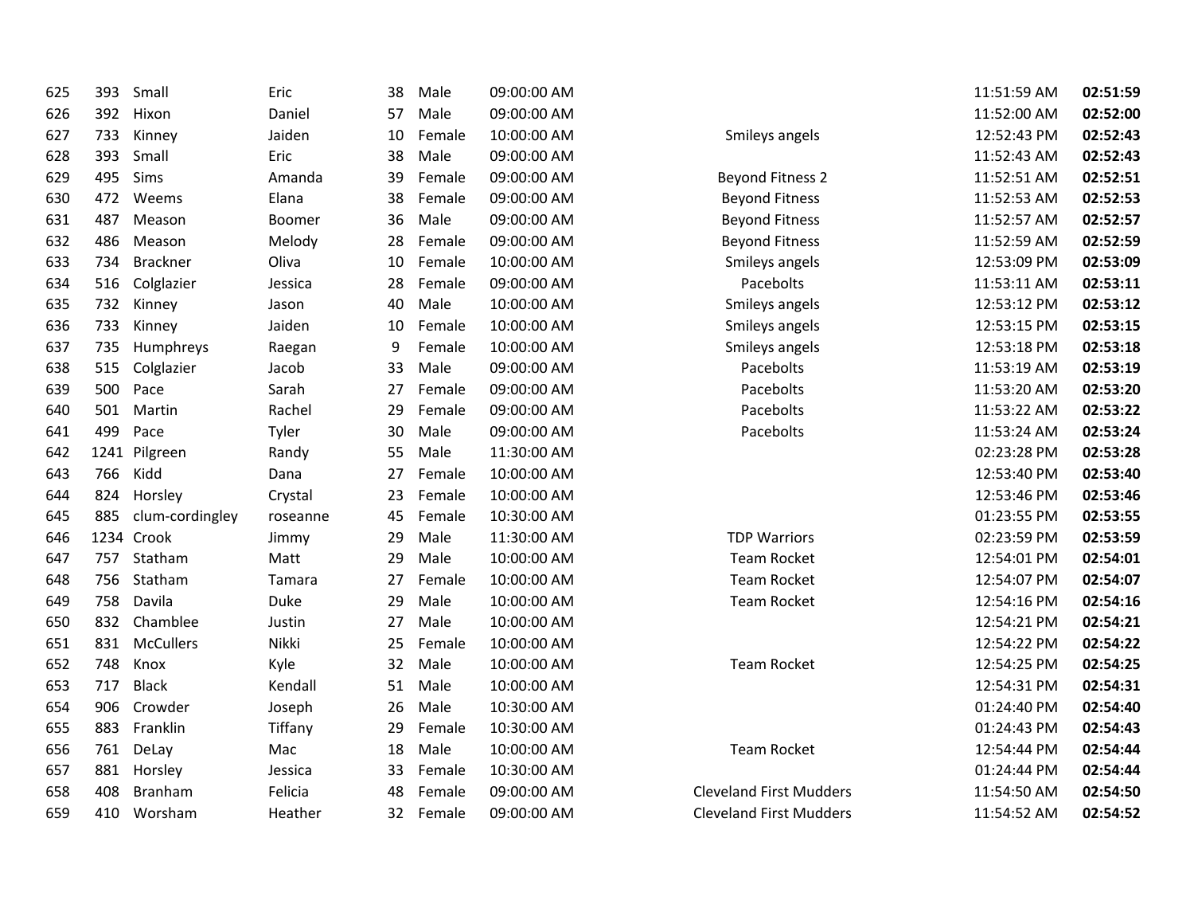| | | | | | | | | | |
|---|---|---|---|---|---|---|---|---|---|
| 625 | 393 | Small | Eric | 38 | Male | 09:00:00 AM | | 11:51:59 AM | **02:51:59** |
| 626 | 392 | Hixon | Daniel | 57 | Male | 09:00:00 AM | | 11:52:00 AM | **02:52:00** |
| 627 | 733 | Kinney | Jaiden | 10 | Female | 10:00:00 AM | Smileys angels | 12:52:43 PM | **02:52:43** |
| 628 | 393 | Small | Eric | 38 | Male | 09:00:00 AM | | 11:52:43 AM | **02:52:43** |
| 629 | 495 | Sims | Amanda | 39 | Female | 09:00:00 AM | Beyond Fitness 2 | 11:52:51 AM | **02:52:51** |
| 630 | 472 | Weems | Elana | 38 | Female | 09:00:00 AM | Beyond Fitness | 11:52:53 AM | **02:52:53** |
| 631 | 487 | Meason | Boomer | 36 | Male | 09:00:00 AM | Beyond Fitness | 11:52:57 AM | **02:52:57** |
| 632 | 486 | Meason | Melody | 28 | Female | 09:00:00 AM | Beyond Fitness | 11:52:59 AM | **02:52:59** |
| 633 | 734 | Brackner | Oliva | 10 | Female | 10:00:00 AM | Smileys angels | 12:53:09 PM | **02:53:09** |
| 634 | 516 | Colglazier | Jessica | 28 | Female | 09:00:00 AM | Pacebolts | 11:53:11 AM | **02:53:11** |
| 635 | 732 | Kinney | Jason | 40 | Male | 10:00:00 AM | Smileys angels | 12:53:12 PM | **02:53:12** |
| 636 | 733 | Kinney | Jaiden | 10 | Female | 10:00:00 AM | Smileys angels | 12:53:15 PM | **02:53:15** |
| 637 | 735 | Humphreys | Raegan | 9 | Female | 10:00:00 AM | Smileys angels | 12:53:18 PM | **02:53:18** |
| 638 | 515 | Colglazier | Jacob | 33 | Male | 09:00:00 AM | Pacebolts | 11:53:19 AM | **02:53:19** |
| 639 | 500 | Pace | Sarah | 27 | Female | 09:00:00 AM | Pacebolts | 11:53:20 AM | **02:53:20** |
| 640 | 501 | Martin | Rachel | 29 | Female | 09:00:00 AM | Pacebolts | 11:53:22 AM | **02:53:22** |
| 641 | 499 | Pace | Tyler | 30 | Male | 09:00:00 AM | Pacebolts | 11:53:24 AM | **02:53:24** |
| 642 | 1241 | Pilgreen | Randy | 55 | Male | 11:30:00 AM | | 02:23:28 PM | **02:53:28** |
| 643 | 766 | Kidd | Dana | 27 | Female | 10:00:00 AM | | 12:53:40 PM | **02:53:40** |
| 644 | 824 | Horsley | Crystal | 23 | Female | 10:00:00 AM | | 12:53:46 PM | **02:53:46** |
| 645 | 885 | clum-cordingley | roseanne | 45 | Female | 10:30:00 AM | | 01:23:55 PM | **02:53:55** |
| 646 | 1234 | Crook | Jimmy | 29 | Male | 11:30:00 AM | TDP Warriors | 02:23:59 PM | **02:53:59** |
| 647 | 757 | Statham | Matt | 29 | Male | 10:00:00 AM | Team Rocket | 12:54:01 PM | **02:54:01** |
| 648 | 756 | Statham | Tamara | 27 | Female | 10:00:00 AM | Team Rocket | 12:54:07 PM | **02:54:07** |
| 649 | 758 | Davila | Duke | 29 | Male | 10:00:00 AM | Team Rocket | 12:54:16 PM | **02:54:16** |
| 650 | 832 | Chamblee | Justin | 27 | Male | 10:00:00 AM | | 12:54:21 PM | **02:54:21** |
| 651 | 831 | McCullers | Nikki | 25 | Female | 10:00:00 AM | | 12:54:22 PM | **02:54:22** |
| 652 | 748 | Knox | Kyle | 32 | Male | 10:00:00 AM | Team Rocket | 12:54:25 PM | **02:54:25** |
| 653 | 717 | Black | Kendall | 51 | Male | 10:00:00 AM | | 12:54:31 PM | **02:54:31** |
| 654 | 906 | Crowder | Joseph | 26 | Male | 10:30:00 AM | | 01:24:40 PM | **02:54:40** |
| 655 | 883 | Franklin | Tiffany | 29 | Female | 10:30:00 AM | | 01:24:43 PM | **02:54:43** |
| 656 | 761 | DeLay | Mac | 18 | Male | 10:00:00 AM | Team Rocket | 12:54:44 PM | **02:54:44** |
| 657 | 881 | Horsley | Jessica | 33 | Female | 10:30:00 AM | | 01:24:44 PM | **02:54:44** |
| 658 | 408 | Branham | Felicia | 48 | Female | 09:00:00 AM | Cleveland First Mudders | 11:54:50 AM | **02:54:50** |
| 659 | 410 | Worsham | Heather | 32 | Female | 09:00:00 AM | Cleveland First Mudders | 11:54:52 AM | **02:54:52** |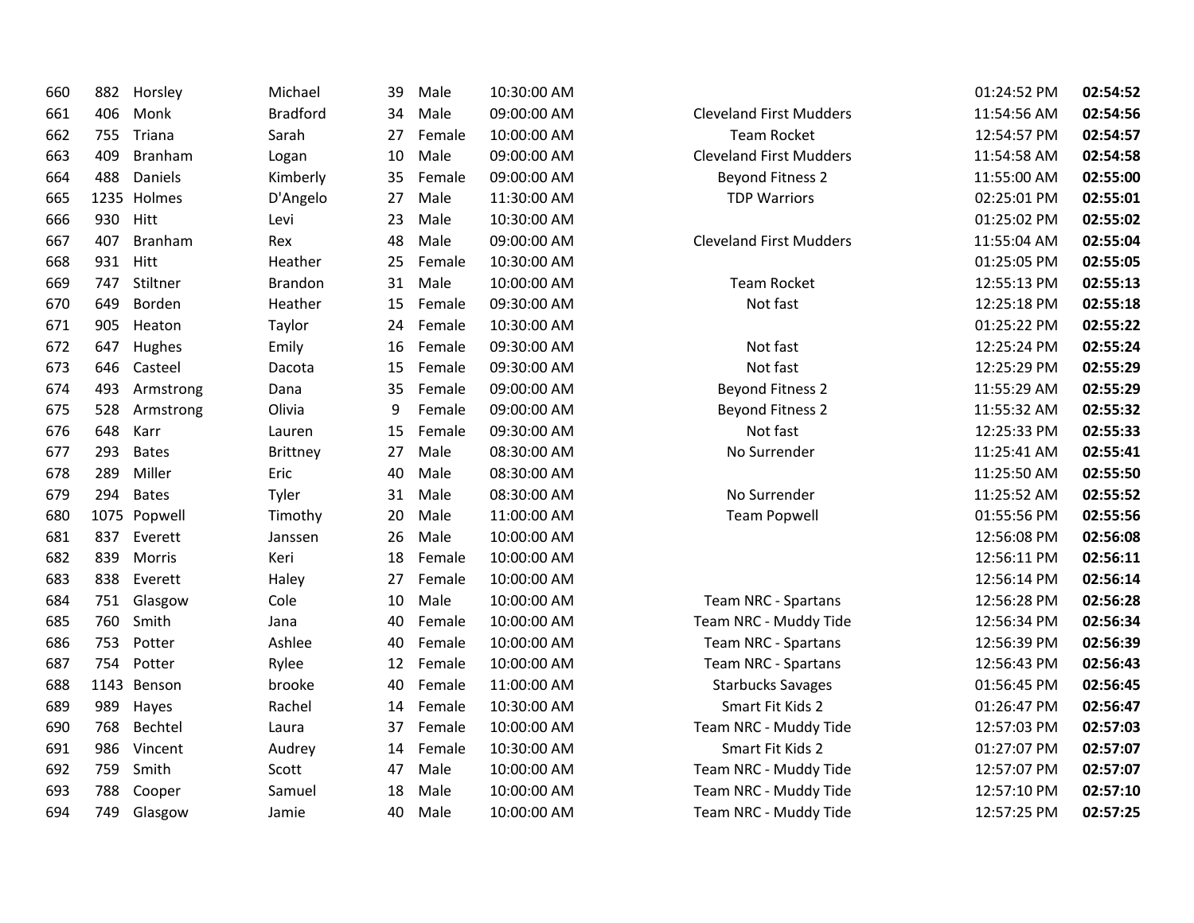| | | | | | | | | | |
|---|---|---|---|---|---|---|---|---|---|
| 660 | 882 | Horsley | Michael | 39 | Male | 10:30:00 AM | | 01:24:52 PM | **02:54:52** |
| 661 | 406 | Monk | Bradford | 34 | Male | 09:00:00 AM | Cleveland First Mudders | 11:54:56 AM | **02:54:56** |
| 662 | 755 | Triana | Sarah | 27 | Female | 10:00:00 AM | Team Rocket | 12:54:57 PM | **02:54:57** |
| 663 | 409 | Branham | Logan | 10 | Male | 09:00:00 AM | Cleveland First Mudders | 11:54:58 AM | **02:54:58** |
| 664 | 488 | Daniels | Kimberly | 35 | Female | 09:00:00 AM | Beyond Fitness 2 | 11:55:00 AM | **02:55:00** |
| 665 | 1235 | Holmes | D'Angelo | 27 | Male | 11:30:00 AM | TDP Warriors | 02:25:01 PM | **02:55:01** |
| 666 | 930 | Hitt | Levi | 23 | Male | 10:30:00 AM | | 01:25:02 PM | **02:55:02** |
| 667 | 407 | Branham | Rex | 48 | Male | 09:00:00 AM | Cleveland First Mudders | 11:55:04 AM | **02:55:04** |
| 668 | 931 | Hitt | Heather | 25 | Female | 10:30:00 AM | | 01:25:05 PM | **02:55:05** |
| 669 | 747 | Stiltner | Brandon | 31 | Male | 10:00:00 AM | Team Rocket | 12:55:13 PM | **02:55:13** |
| 670 | 649 | Borden | Heather | 15 | Female | 09:30:00 AM | Not fast | 12:25:18 PM | **02:55:18** |
| 671 | 905 | Heaton | Taylor | 24 | Female | 10:30:00 AM | | 01:25:22 PM | **02:55:22** |
| 672 | 647 | Hughes | Emily | 16 | Female | 09:30:00 AM | Not fast | 12:25:24 PM | **02:55:24** |
| 673 | 646 | Casteel | Dacota | 15 | Female | 09:30:00 AM | Not fast | 12:25:29 PM | **02:55:29** |
| 674 | 493 | Armstrong | Dana | 35 | Female | 09:00:00 AM | Beyond Fitness 2 | 11:55:29 AM | **02:55:29** |
| 675 | 528 | Armstrong | Olivia | 9 | Female | 09:00:00 AM | Beyond Fitness 2 | 11:55:32 AM | **02:55:32** |
| 676 | 648 | Karr | Lauren | 15 | Female | 09:30:00 AM | Not fast | 12:25:33 PM | **02:55:33** |
| 677 | 293 | Bates | Brittney | 27 | Male | 08:30:00 AM | No Surrender | 11:25:41 AM | **02:55:41** |
| 678 | 289 | Miller | Eric | 40 | Male | 08:30:00 AM | | 11:25:50 AM | **02:55:50** |
| 679 | 294 | Bates | Tyler | 31 | Male | 08:30:00 AM | No Surrender | 11:25:52 AM | **02:55:52** |
| 680 | 1075 | Popwell | Timothy | 20 | Male | 11:00:00 AM | Team Popwell | 01:55:56 PM | **02:55:56** |
| 681 | 837 | Everett | Janssen | 26 | Male | 10:00:00 AM | | 12:56:08 PM | **02:56:08** |
| 682 | 839 | Morris | Keri | 18 | Female | 10:00:00 AM | | 12:56:11 PM | **02:56:11** |
| 683 | 838 | Everett | Haley | 27 | Female | 10:00:00 AM | | 12:56:14 PM | **02:56:14** |
| 684 | 751 | Glasgow | Cole | 10 | Male | 10:00:00 AM | Team NRC - Spartans | 12:56:28 PM | **02:56:28** |
| 685 | 760 | Smith | Jana | 40 | Female | 10:00:00 AM | Team NRC - Muddy Tide | 12:56:34 PM | **02:56:34** |
| 686 | 753 | Potter | Ashlee | 40 | Female | 10:00:00 AM | Team NRC - Spartans | 12:56:39 PM | **02:56:39** |
| 687 | 754 | Potter | Rylee | 12 | Female | 10:00:00 AM | Team NRC - Spartans | 12:56:43 PM | **02:56:43** |
| 688 | 1143 | Benson | brooke | 40 | Female | 11:00:00 AM | Starbucks Savages | 01:56:45 PM | **02:56:45** |
| 689 | 989 | Hayes | Rachel | 14 | Female | 10:30:00 AM | Smart Fit Kids 2 | 01:26:47 PM | **02:56:47** |
| 690 | 768 | Bechtel | Laura | 37 | Female | 10:00:00 AM | Team NRC - Muddy Tide | 12:57:03 PM | **02:57:03** |
| 691 | 986 | Vincent | Audrey | 14 | Female | 10:30:00 AM | Smart Fit Kids 2 | 01:27:07 PM | **02:57:07** |
| 692 | 759 | Smith | Scott | 47 | Male | 10:00:00 AM | Team NRC - Muddy Tide | 12:57:07 PM | **02:57:07** |
| 693 | 788 | Cooper | Samuel | 18 | Male | 10:00:00 AM | Team NRC - Muddy Tide | 12:57:10 PM | **02:57:10** |
| 694 | 749 | Glasgow | Jamie | 40 | Male | 10:00:00 AM | Team NRC - Muddy Tide | 12:57:25 PM | **02:57:25** |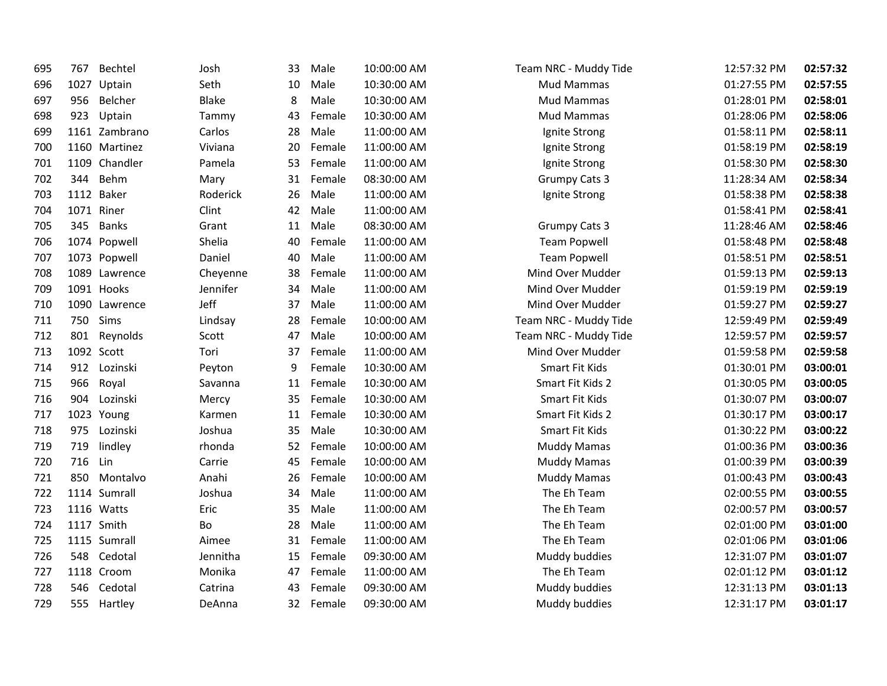| | | | | | | | | | |
|---|---|---|---|---|---|---|---|---|---|
| 695 | 767 | Bechtel | Josh | 33 | Male | 10:00:00 AM | Team NRC - Muddy Tide | 12:57:32 PM | **02:57:32** |
| 696 | 1027 | Uptain | Seth | 10 | Male | 10:30:00 AM | Mud Mammas | 01:27:55 PM | **02:57:55** |
| 697 | 956 | Belcher | Blake | 8 | Male | 10:30:00 AM | Mud Mammas | 01:28:01 PM | **02:58:01** |
| 698 | 923 | Uptain | Tammy | 43 | Female | 10:30:00 AM | Mud Mammas | 01:28:06 PM | **02:58:06** |
| 699 | 1161 | Zambrano | Carlos | 28 | Male | 11:00:00 AM | Ignite Strong | 01:58:11 PM | **02:58:11** |
| 700 | 1160 | Martinez | Viviana | 20 | Female | 11:00:00 AM | Ignite Strong | 01:58:19 PM | **02:58:19** |
| 701 | 1109 | Chandler | Pamela | 53 | Female | 11:00:00 AM | Ignite Strong | 01:58:30 PM | **02:58:30** |
| 702 | 344 | Behm | Mary | 31 | Female | 08:30:00 AM | Grumpy Cats 3 | 11:28:34 AM | **02:58:34** |
| 703 | 1112 | Baker | Roderick | 26 | Male | 11:00:00 AM | Ignite Strong | 01:58:38 PM | **02:58:38** |
| 704 | 1071 | Riner | Clint | 42 | Male | 11:00:00 AM | | 01:58:41 PM | **02:58:41** |
| 705 | 345 | Banks | Grant | 11 | Male | 08:30:00 AM | Grumpy Cats 3 | 11:28:46 AM | **02:58:46** |
| 706 | 1074 | Popwell | Shelia | 40 | Female | 11:00:00 AM | Team Popwell | 01:58:48 PM | **02:58:48** |
| 707 | 1073 | Popwell | Daniel | 40 | Male | 11:00:00 AM | Team Popwell | 01:58:51 PM | **02:58:51** |
| 708 | 1089 | Lawrence | Cheyenne | 38 | Female | 11:00:00 AM | Mind Over Mudder | 01:59:13 PM | **02:59:13** |
| 709 | 1091 | Hooks | Jennifer | 34 | Male | 11:00:00 AM | Mind Over Mudder | 01:59:19 PM | **02:59:19** |
| 710 | 1090 | Lawrence | Jeff | 37 | Male | 11:00:00 AM | Mind Over Mudder | 01:59:27 PM | **02:59:27** |
| 711 | 750 | Sims | Lindsay | 28 | Female | 10:00:00 AM | Team NRC - Muddy Tide | 12:59:49 PM | **02:59:49** |
| 712 | 801 | Reynolds | Scott | 47 | Male | 10:00:00 AM | Team NRC - Muddy Tide | 12:59:57 PM | **02:59:57** |
| 713 | 1092 | Scott | Tori | 37 | Female | 11:00:00 AM | Mind Over Mudder | 01:59:58 PM | **02:59:58** |
| 714 | 912 | Lozinski | Peyton | 9 | Female | 10:30:00 AM | Smart Fit Kids | 01:30:01 PM | **03:00:01** |
| 715 | 966 | Royal | Savanna | 11 | Female | 10:30:00 AM | Smart Fit Kids 2 | 01:30:05 PM | **03:00:05** |
| 716 | 904 | Lozinski | Mercy | 35 | Female | 10:30:00 AM | Smart Fit Kids | 01:30:07 PM | **03:00:07** |
| 717 | 1023 | Young | Karmen | 11 | Female | 10:30:00 AM | Smart Fit Kids 2 | 01:30:17 PM | **03:00:17** |
| 718 | 975 | Lozinski | Joshua | 35 | Male | 10:30:00 AM | Smart Fit Kids | 01:30:22 PM | **03:00:22** |
| 719 | 719 | lindley | rhonda | 52 | Female | 10:00:00 AM | Muddy Mamas | 01:00:36 PM | **03:00:36** |
| 720 | 716 | Lin | Carrie | 45 | Female | 10:00:00 AM | Muddy Mamas | 01:00:39 PM | **03:00:39** |
| 721 | 850 | Montalvo | Anahi | 26 | Female | 10:00:00 AM | Muddy Mamas | 01:00:43 PM | **03:00:43** |
| 722 | 1114 | Sumrall | Joshua | 34 | Male | 11:00:00 AM | The Eh Team | 02:00:55 PM | **03:00:55** |
| 723 | 1116 | Watts | Eric | 35 | Male | 11:00:00 AM | The Eh Team | 02:00:57 PM | **03:00:57** |
| 724 | 1117 | Smith | Bo | 28 | Male | 11:00:00 AM | The Eh Team | 02:01:00 PM | **03:01:00** |
| 725 | 1115 | Sumrall | Aimee | 31 | Female | 11:00:00 AM | The Eh Team | 02:01:06 PM | **03:01:06** |
| 726 | 548 | Cedotal | Jennitha | 15 | Female | 09:30:00 AM | Muddy buddies | 12:31:07 PM | **03:01:07** |
| 727 | 1118 | Croom | Monika | 47 | Female | 11:00:00 AM | The Eh Team | 02:01:12 PM | **03:01:12** |
| 728 | 546 | Cedotal | Catrina | 43 | Female | 09:30:00 AM | Muddy buddies | 12:31:13 PM | **03:01:13** |
| 729 | 555 | Hartley | DeAnna | 32 | Female | 09:30:00 AM | Muddy buddies | 12:31:17 PM | **03:01:17** |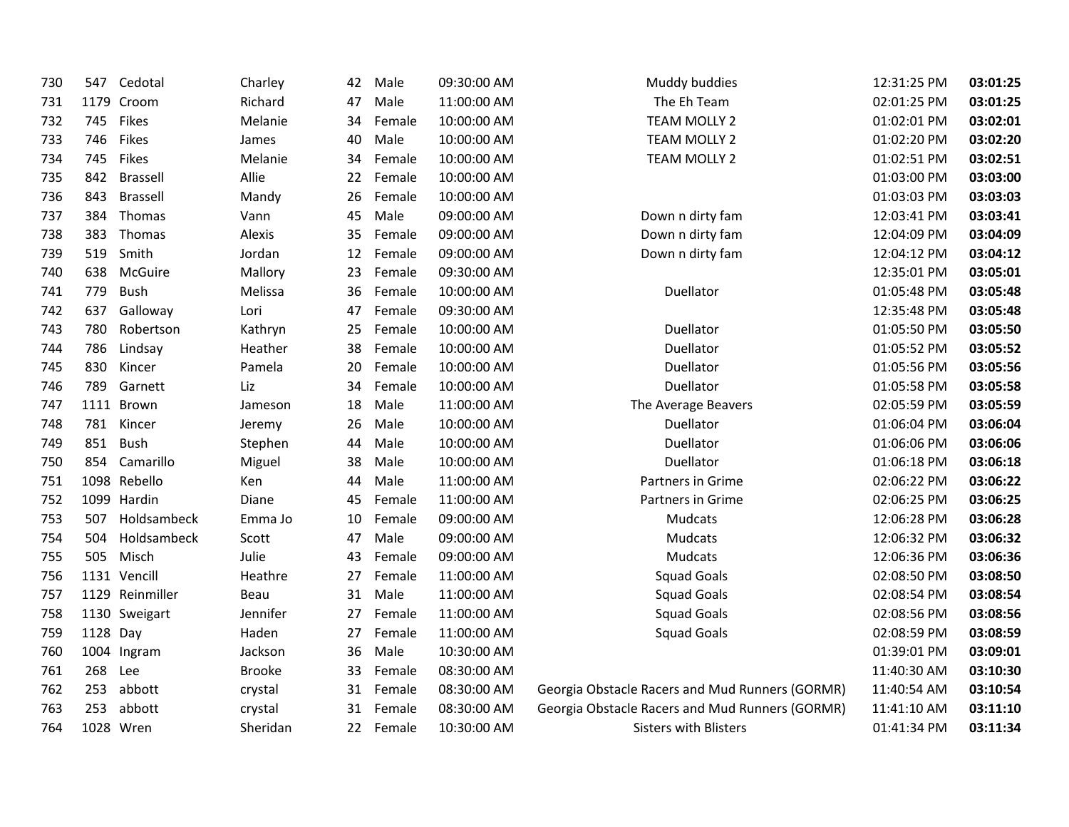| | | | | | | | | | |
|---|---|---|---|---|---|---|---|---|---|
| 730 | 547 | Cedotal | Charley | 42 | Male | 09:30:00 AM | Muddy buddies | 12:31:25 PM | **03:01:25** |
| 731 | 1179 | Croom | Richard | 47 | Male | 11:00:00 AM | The Eh Team | 02:01:25 PM | **03:01:25** |
| 732 | 745 | Fikes | Melanie | 34 | Female | 10:00:00 AM | TEAM MOLLY 2 | 01:02:01 PM | **03:02:01** |
| 733 | 746 | Fikes | James | 40 | Male | 10:00:00 AM | TEAM MOLLY 2 | 01:02:20 PM | **03:02:20** |
| 734 | 745 | Fikes | Melanie | 34 | Female | 10:00:00 AM | TEAM MOLLY 2 | 01:02:51 PM | **03:02:51** |
| 735 | 842 | Brassell | Allie | 22 | Female | 10:00:00 AM | | 01:03:00 PM | **03:03:00** |
| 736 | 843 | Brassell | Mandy | 26 | Female | 10:00:00 AM | | 01:03:03 PM | **03:03:03** |
| 737 | 384 | Thomas | Vann | 45 | Male | 09:00:00 AM | Down n dirty fam | 12:03:41 PM | **03:03:41** |
| 738 | 383 | Thomas | Alexis | 35 | Female | 09:00:00 AM | Down n dirty fam | 12:04:09 PM | **03:04:09** |
| 739 | 519 | Smith | Jordan | 12 | Female | 09:00:00 AM | Down n dirty fam | 12:04:12 PM | **03:04:12** |
| 740 | 638 | McGuire | Mallory | 23 | Female | 09:30:00 AM | | 12:35:01 PM | **03:05:01** |
| 741 | 779 | Bush | Melissa | 36 | Female | 10:00:00 AM | Duellator | 01:05:48 PM | **03:05:48** |
| 742 | 637 | Galloway | Lori | 47 | Female | 09:30:00 AM | | 12:35:48 PM | **03:05:48** |
| 743 | 780 | Robertson | Kathryn | 25 | Female | 10:00:00 AM | Duellator | 01:05:50 PM | **03:05:50** |
| 744 | 786 | Lindsay | Heather | 38 | Female | 10:00:00 AM | Duellator | 01:05:52 PM | **03:05:52** |
| 745 | 830 | Kincer | Pamela | 20 | Female | 10:00:00 AM | Duellator | 01:05:56 PM | **03:05:56** |
| 746 | 789 | Garnett | Liz | 34 | Female | 10:00:00 AM | Duellator | 01:05:58 PM | **03:05:58** |
| 747 | 1111 | Brown | Jameson | 18 | Male | 11:00:00 AM | The Average Beavers | 02:05:59 PM | **03:05:59** |
| 748 | 781 | Kincer | Jeremy | 26 | Male | 10:00:00 AM | Duellator | 01:06:04 PM | **03:06:04** |
| 749 | 851 | Bush | Stephen | 44 | Male | 10:00:00 AM | Duellator | 01:06:06 PM | **03:06:06** |
| 750 | 854 | Camarillo | Miguel | 38 | Male | 10:00:00 AM | Duellator | 01:06:18 PM | **03:06:18** |
| 751 | 1098 | Rebello | Ken | 44 | Male | 11:00:00 AM | Partners in Grime | 02:06:22 PM | **03:06:22** |
| 752 | 1099 | Hardin | Diane | 45 | Female | 11:00:00 AM | Partners in Grime | 02:06:25 PM | **03:06:25** |
| 753 | 507 | Holdsambeck | Emma Jo | 10 | Female | 09:00:00 AM | Mudcats | 12:06:28 PM | **03:06:28** |
| 754 | 504 | Holdsambeck | Scott | 47 | Male | 09:00:00 AM | Mudcats | 12:06:32 PM | **03:06:32** |
| 755 | 505 | Misch | Julie | 43 | Female | 09:00:00 AM | Mudcats | 12:06:36 PM | **03:06:36** |
| 756 | 1131 | Vencill | Heathre | 27 | Female | 11:00:00 AM | Squad Goals | 02:08:50 PM | **03:08:50** |
| 757 | 1129 | Reinmiller | Beau | 31 | Male | 11:00:00 AM | Squad Goals | 02:08:54 PM | **03:08:54** |
| 758 | 1130 | Sweigart | Jennifer | 27 | Female | 11:00:00 AM | Squad Goals | 02:08:56 PM | **03:08:56** |
| 759 | 1128 | Day | Haden | 27 | Female | 11:00:00 AM | Squad Goals | 02:08:59 PM | **03:08:59** |
| 760 | 1004 | Ingram | Jackson | 36 | Male | 10:30:00 AM | | 01:39:01 PM | **03:09:01** |
| 761 | 268 | Lee | Brooke | 33 | Female | 08:30:00 AM | | 11:40:30 AM | **03:10:30** |
| 762 | 253 | abbott | crystal | 31 | Female | 08:30:00 AM | Georgia Obstacle Racers and Mud Runners (GORMR) | 11:40:54 AM | **03:10:54** |
| 763 | 253 | abbott | crystal | 31 | Female | 08:30:00 AM | Georgia Obstacle Racers and Mud Runners (GORMR) | 11:41:10 AM | **03:11:10** |
| 764 | 1028 | Wren | Sheridan | 22 | Female | 10:30:00 AM | Sisters with Blisters | 01:41:34 PM | **03:11:34** |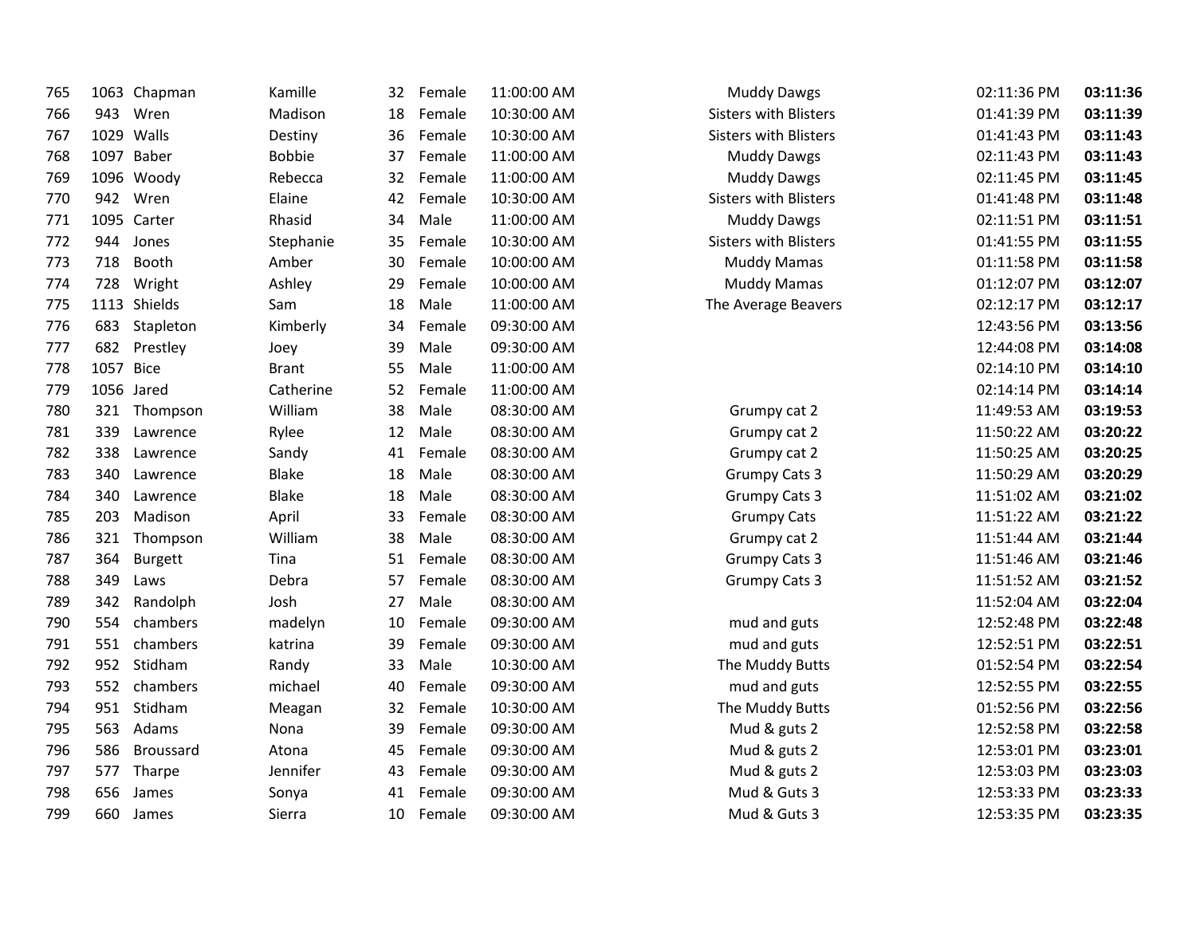| | | | | | | | | | |
|---|---|---|---|---|---|---|---|---|---|
| 765 | 1063 | Chapman | Kamille | 32 | Female | 11:00:00 AM | Muddy Dawgs | 02:11:36 PM | **03:11:36** |
| 766 | 943 | Wren | Madison | 18 | Female | 10:30:00 AM | Sisters with Blisters | 01:41:39 PM | **03:11:39** |
| 767 | 1029 | Walls | Destiny | 36 | Female | 10:30:00 AM | Sisters with Blisters | 01:41:43 PM | **03:11:43** |
| 768 | 1097 | Baber | Bobbie | 37 | Female | 11:00:00 AM | Muddy Dawgs | 02:11:43 PM | **03:11:43** |
| 769 | 1096 | Woody | Rebecca | 32 | Female | 11:00:00 AM | Muddy Dawgs | 02:11:45 PM | **03:11:45** |
| 770 | 942 | Wren | Elaine | 42 | Female | 10:30:00 AM | Sisters with Blisters | 01:41:48 PM | **03:11:48** |
| 771 | 1095 | Carter | Rhasid | 34 | Male | 11:00:00 AM | Muddy Dawgs | 02:11:51 PM | **03:11:51** |
| 772 | 944 | Jones | Stephanie | 35 | Female | 10:30:00 AM | Sisters with Blisters | 01:41:55 PM | **03:11:55** |
| 773 | 718 | Booth | Amber | 30 | Female | 10:00:00 AM | Muddy Mamas | 01:11:58 PM | **03:11:58** |
| 774 | 728 | Wright | Ashley | 29 | Female | 10:00:00 AM | Muddy Mamas | 01:12:07 PM | **03:12:07** |
| 775 | 1113 | Shields | Sam | 18 | Male | 11:00:00 AM | The Average Beavers | 02:12:17 PM | **03:12:17** |
| 776 | 683 | Stapleton | Kimberly | 34 | Female | 09:30:00 AM | | 12:43:56 PM | **03:13:56** |
| 777 | 682 | Prestley | Joey | 39 | Male | 09:30:00 AM | | 12:44:08 PM | **03:14:08** |
| 778 | 1057 | Bice | Brant | 55 | Male | 11:00:00 AM | | 02:14:10 PM | **03:14:10** |
| 779 | 1056 | Jared | Catherine | 52 | Female | 11:00:00 AM | | 02:14:14 PM | **03:14:14** |
| 780 | 321 | Thompson | William | 38 | Male | 08:30:00 AM | Grumpy cat 2 | 11:49:53 AM | **03:19:53** |
| 781 | 339 | Lawrence | Rylee | 12 | Male | 08:30:00 AM | Grumpy cat 2 | 11:50:22 AM | **03:20:22** |
| 782 | 338 | Lawrence | Sandy | 41 | Female | 08:30:00 AM | Grumpy cat 2 | 11:50:25 AM | **03:20:25** |
| 783 | 340 | Lawrence | Blake | 18 | Male | 08:30:00 AM | Grumpy Cats 3 | 11:50:29 AM | **03:20:29** |
| 784 | 340 | Lawrence | Blake | 18 | Male | 08:30:00 AM | Grumpy Cats 3 | 11:51:02 AM | **03:21:02** |
| 785 | 203 | Madison | April | 33 | Female | 08:30:00 AM | Grumpy Cats | 11:51:22 AM | **03:21:22** |
| 786 | 321 | Thompson | William | 38 | Male | 08:30:00 AM | Grumpy cat 2 | 11:51:44 AM | **03:21:44** |
| 787 | 364 | Burgett | Tina | 51 | Female | 08:30:00 AM | Grumpy Cats 3 | 11:51:46 AM | **03:21:46** |
| 788 | 349 | Laws | Debra | 57 | Female | 08:30:00 AM | Grumpy Cats 3 | 11:51:52 AM | **03:21:52** |
| 789 | 342 | Randolph | Josh | 27 | Male | 08:30:00 AM | | 11:52:04 AM | **03:22:04** |
| 790 | 554 | chambers | madelyn | 10 | Female | 09:30:00 AM | mud and guts | 12:52:48 PM | **03:22:48** |
| 791 | 551 | chambers | katrina | 39 | Female | 09:30:00 AM | mud and guts | 12:52:51 PM | **03:22:51** |
| 792 | 952 | Stidham | Randy | 33 | Male | 10:30:00 AM | The Muddy Butts | 01:52:54 PM | **03:22:54** |
| 793 | 552 | chambers | michael | 40 | Female | 09:30:00 AM | mud and guts | 12:52:55 PM | **03:22:55** |
| 794 | 951 | Stidham | Meagan | 32 | Female | 10:30:00 AM | The Muddy Butts | 01:52:56 PM | **03:22:56** |
| 795 | 563 | Adams | Nona | 39 | Female | 09:30:00 AM | Mud & guts 2 | 12:52:58 PM | **03:22:58** |
| 796 | 586 | Broussard | Atona | 45 | Female | 09:30:00 AM | Mud & guts 2 | 12:53:01 PM | **03:23:01** |
| 797 | 577 | Tharpe | Jennifer | 43 | Female | 09:30:00 AM | Mud & guts 2 | 12:53:03 PM | **03:23:03** |
| 798 | 656 | James | Sonya | 41 | Female | 09:30:00 AM | Mud & Guts 3 | 12:53:33 PM | **03:23:33** |
| 799 | 660 | James | Sierra | 10 | Female | 09:30:00 AM | Mud & Guts 3 | 12:53:35 PM | **03:23:35** |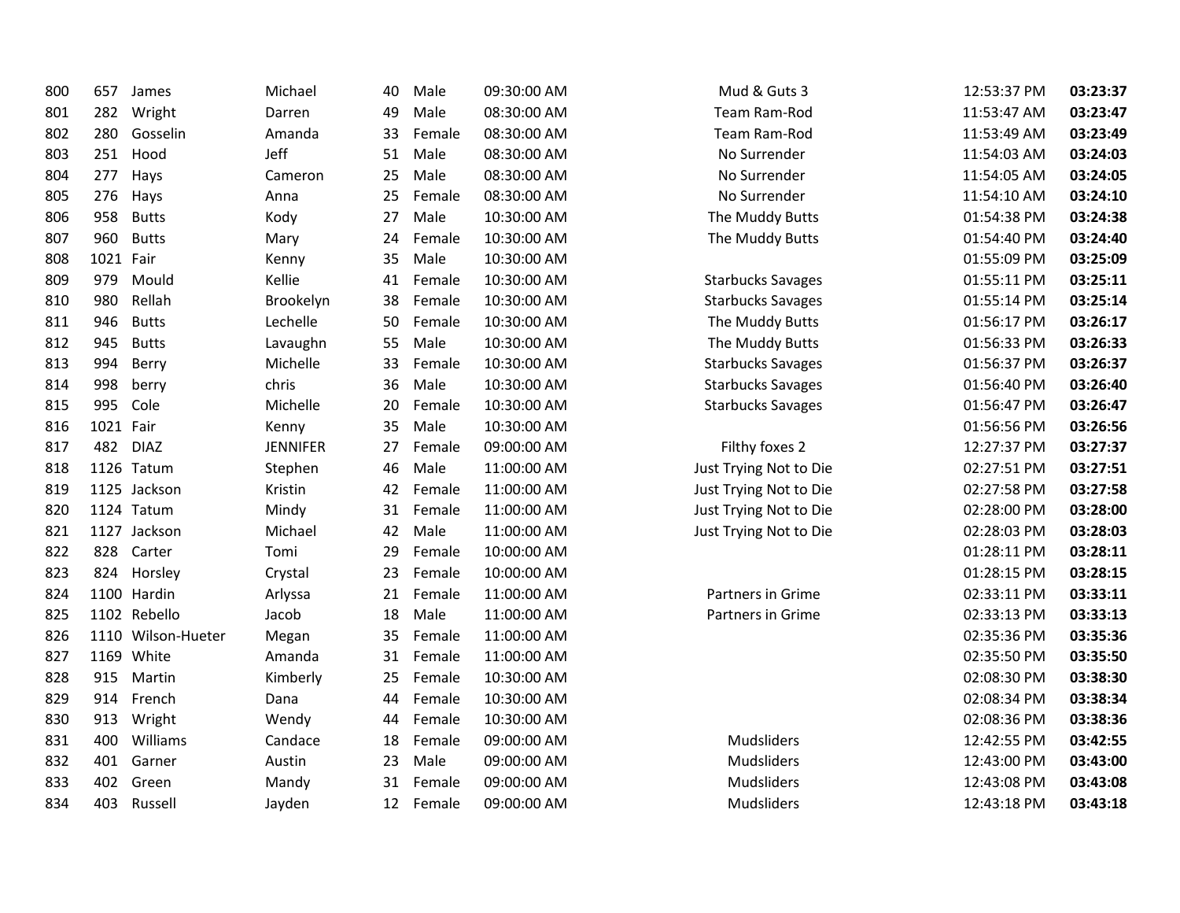| | | | | | | | | | |
|---|---|---|---|---|---|---|---|---|---|
| 800 | 657 | James | Michael | 40 | Male | 09:30:00 AM | Mud & Guts 3 | 12:53:37 PM | **03:23:37** |
| 801 | 282 | Wright | Darren | 49 | Male | 08:30:00 AM | Team Ram-Rod | 11:53:47 AM | **03:23:47** |
| 802 | 280 | Gosselin | Amanda | 33 | Female | 08:30:00 AM | Team Ram-Rod | 11:53:49 AM | **03:23:49** |
| 803 | 251 | Hood | Jeff | 51 | Male | 08:30:00 AM | No Surrender | 11:54:03 AM | **03:24:03** |
| 804 | 277 | Hays | Cameron | 25 | Male | 08:30:00 AM | No Surrender | 11:54:05 AM | **03:24:05** |
| 805 | 276 | Hays | Anna | 25 | Female | 08:30:00 AM | No Surrender | 11:54:10 AM | **03:24:10** |
| 806 | 958 | Butts | Kody | 27 | Male | 10:30:00 AM | The Muddy Butts | 01:54:38 PM | **03:24:38** |
| 807 | 960 | Butts | Mary | 24 | Female | 10:30:00 AM | The Muddy Butts | 01:54:40 PM | **03:24:40** |
| 808 | 1021 | Fair | Kenny | 35 | Male | 10:30:00 AM | | 01:55:09 PM | **03:25:09** |
| 809 | 979 | Mould | Kellie | 41 | Female | 10:30:00 AM | Starbucks Savages | 01:55:11 PM | **03:25:11** |
| 810 | 980 | Rellah | Brookelyn | 38 | Female | 10:30:00 AM | Starbucks Savages | 01:55:14 PM | **03:25:14** |
| 811 | 946 | Butts | Lechelle | 50 | Female | 10:30:00 AM | The Muddy Butts | 01:56:17 PM | **03:26:17** |
| 812 | 945 | Butts | Lavaughn | 55 | Male | 10:30:00 AM | The Muddy Butts | 01:56:33 PM | **03:26:33** |
| 813 | 994 | Berry | Michelle | 33 | Female | 10:30:00 AM | Starbucks Savages | 01:56:37 PM | **03:26:37** |
| 814 | 998 | berry | chris | 36 | Male | 10:30:00 AM | Starbucks Savages | 01:56:40 PM | **03:26:40** |
| 815 | 995 | Cole | Michelle | 20 | Female | 10:30:00 AM | Starbucks Savages | 01:56:47 PM | **03:26:47** |
| 816 | 1021 | Fair | Kenny | 35 | Male | 10:30:00 AM | | 01:56:56 PM | **03:26:56** |
| 817 | 482 | DIAZ | JENNIFER | 27 | Female | 09:00:00 AM | Filthy foxes 2 | 12:27:37 PM | **03:27:37** |
| 818 | 1126 | Tatum | Stephen | 46 | Male | 11:00:00 AM | Just Trying Not to Die | 02:27:51 PM | **03:27:51** |
| 819 | 1125 | Jackson | Kristin | 42 | Female | 11:00:00 AM | Just Trying Not to Die | 02:27:58 PM | **03:27:58** |
| 820 | 1124 | Tatum | Mindy | 31 | Female | 11:00:00 AM | Just Trying Not to Die | 02:28:00 PM | **03:28:00** |
| 821 | 1127 | Jackson | Michael | 42 | Male | 11:00:00 AM | Just Trying Not to Die | 02:28:03 PM | **03:28:03** |
| 822 | 828 | Carter | Tomi | 29 | Female | 10:00:00 AM | | 01:28:11 PM | **03:28:11** |
| 823 | 824 | Horsley | Crystal | 23 | Female | 10:00:00 AM | | 01:28:15 PM | **03:28:15** |
| 824 | 1100 | Hardin | Arlyssa | 21 | Female | 11:00:00 AM | Partners in Grime | 02:33:11 PM | **03:33:11** |
| 825 | 1102 | Rebello | Jacob | 18 | Male | 11:00:00 AM | Partners in Grime | 02:33:13 PM | **03:33:13** |
| 826 | 1110 | Wilson-Hueter | Megan | 35 | Female | 11:00:00 AM | | 02:35:36 PM | **03:35:36** |
| 827 | 1169 | White | Amanda | 31 | Female | 11:00:00 AM | | 02:35:50 PM | **03:35:50** |
| 828 | 915 | Martin | Kimberly | 25 | Female | 10:30:00 AM | | 02:08:30 PM | **03:38:30** |
| 829 | 914 | French | Dana | 44 | Female | 10:30:00 AM | | 02:08:34 PM | **03:38:34** |
| 830 | 913 | Wright | Wendy | 44 | Female | 10:30:00 AM | | 02:08:36 PM | **03:38:36** |
| 831 | 400 | Williams | Candace | 18 | Female | 09:00:00 AM | Mudsliders | 12:42:55 PM | **03:42:55** |
| 832 | 401 | Garner | Austin | 23 | Male | 09:00:00 AM | Mudsliders | 12:43:00 PM | **03:43:00** |
| 833 | 402 | Green | Mandy | 31 | Female | 09:00:00 AM | Mudsliders | 12:43:08 PM | **03:43:08** |
| 834 | 403 | Russell | Jayden | 12 | Female | 09:00:00 AM | Mudsliders | 12:43:18 PM | **03:43:18** |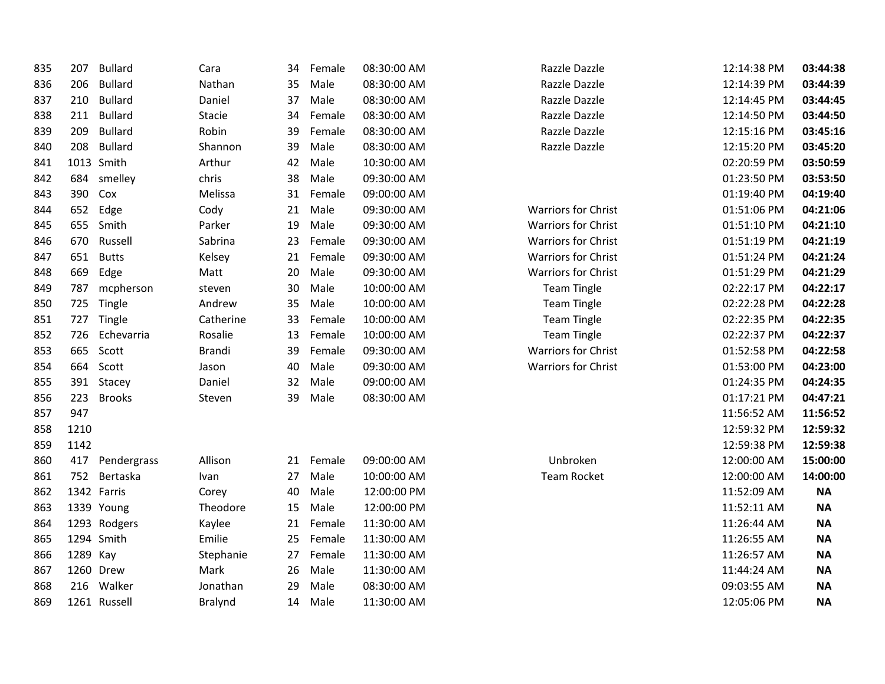| | | | | | | | | | |
|---|---|---|---|---|---|---|---|---|---|
| 835 | 207 | Bullard | Cara | 34 | Female | 08:30:00 AM | Razzle Dazzle | 12:14:38 PM | **03:44:38** |
| 836 | 206 | Bullard | Nathan | 35 | Male | 08:30:00 AM | Razzle Dazzle | 12:14:39 PM | **03:44:39** |
| 837 | 210 | Bullard | Daniel | 37 | Male | 08:30:00 AM | Razzle Dazzle | 12:14:45 PM | **03:44:45** |
| 838 | 211 | Bullard | Stacie | 34 | Female | 08:30:00 AM | Razzle Dazzle | 12:14:50 PM | **03:44:50** |
| 839 | 209 | Bullard | Robin | 39 | Female | 08:30:00 AM | Razzle Dazzle | 12:15:16 PM | **03:45:16** |
| 840 | 208 | Bullard | Shannon | 39 | Male | 08:30:00 AM | Razzle Dazzle | 12:15:20 PM | **03:45:20** |
| 841 | 1013 | Smith | Arthur | 42 | Male | 10:30:00 AM | | 02:20:59 PM | **03:50:59** |
| 842 | 684 | smelley | chris | 38 | Male | 09:30:00 AM | | 01:23:50 PM | **03:53:50** |
| 843 | 390 | Cox | Melissa | 31 | Female | 09:00:00 AM | | 01:19:40 PM | **04:19:40** |
| 844 | 652 | Edge | Cody | 21 | Male | 09:30:00 AM | Warriors for Christ | 01:51:06 PM | **04:21:06** |
| 845 | 655 | Smith | Parker | 19 | Male | 09:30:00 AM | Warriors for Christ | 01:51:10 PM | **04:21:10** |
| 846 | 670 | Russell | Sabrina | 23 | Female | 09:30:00 AM | Warriors for Christ | 01:51:19 PM | **04:21:19** |
| 847 | 651 | Butts | Kelsey | 21 | Female | 09:30:00 AM | Warriors for Christ | 01:51:24 PM | **04:21:24** |
| 848 | 669 | Edge | Matt | 20 | Male | 09:30:00 AM | Warriors for Christ | 01:51:29 PM | **04:21:29** |
| 849 | 787 | mcpherson | steven | 30 | Male | 10:00:00 AM | Team Tingle | 02:22:17 PM | **04:22:17** |
| 850 | 725 | Tingle | Andrew | 35 | Male | 10:00:00 AM | Team Tingle | 02:22:28 PM | **04:22:28** |
| 851 | 727 | Tingle | Catherine | 33 | Female | 10:00:00 AM | Team Tingle | 02:22:35 PM | **04:22:35** |
| 852 | 726 | Echevarria | Rosalie | 13 | Female | 10:00:00 AM | Team Tingle | 02:22:37 PM | **04:22:37** |
| 853 | 665 | Scott | Brandi | 39 | Female | 09:30:00 AM | Warriors for Christ | 01:52:58 PM | **04:22:58** |
| 854 | 664 | Scott | Jason | 40 | Male | 09:30:00 AM | Warriors for Christ | 01:53:00 PM | **04:23:00** |
| 855 | 391 | Stacey | Daniel | 32 | Male | 09:00:00 AM | | 01:24:35 PM | **04:24:35** |
| 856 | 223 | Brooks | Steven | 39 | Male | 08:30:00 AM | | 01:17:21 PM | **04:47:21** |
| 857 | 947 | | | | | | | 11:56:52 AM | **11:56:52** |
| 858 | 1210 | | | | | | | 12:59:32 PM | **12:59:32** |
| 859 | 1142 | | | | | | | 12:59:38 PM | **12:59:38** |
| 860 | 417 | Pendergrass | Allison | 21 | Female | 09:00:00 AM | Unbroken | 12:00:00 AM | **15:00:00** |
| 861 | 752 | Bertaska | Ivan | 27 | Male | 10:00:00 AM | Team Rocket | 12:00:00 AM | **14:00:00** |
| 862 | 1342 | Farris | Corey | 40 | Male | 12:00:00 PM | | 11:52:09 AM | **NA** |
| 863 | 1339 | Young | Theodore | 15 | Male | 12:00:00 PM | | 11:52:11 AM | **NA** |
| 864 | 1293 | Rodgers | Kaylee | 21 | Female | 11:30:00 AM | | 11:26:44 AM | **NA** |
| 865 | 1294 | Smith | Emilie | 25 | Female | 11:30:00 AM | | 11:26:55 AM | **NA** |
| 866 | 1289 | Kay | Stephanie | 27 | Female | 11:30:00 AM | | 11:26:57 AM | **NA** |
| 867 | 1260 | Drew | Mark | 26 | Male | 11:30:00 AM | | 11:44:24 AM | **NA** |
| 868 | 216 | Walker | Jonathan | 29 | Male | 08:30:00 AM | | 09:03:55 AM | **NA** |
| 869 | 1261 | Russell | Bralynd | 14 | Male | 11:30:00 AM | | 12:05:06 PM | **NA** |